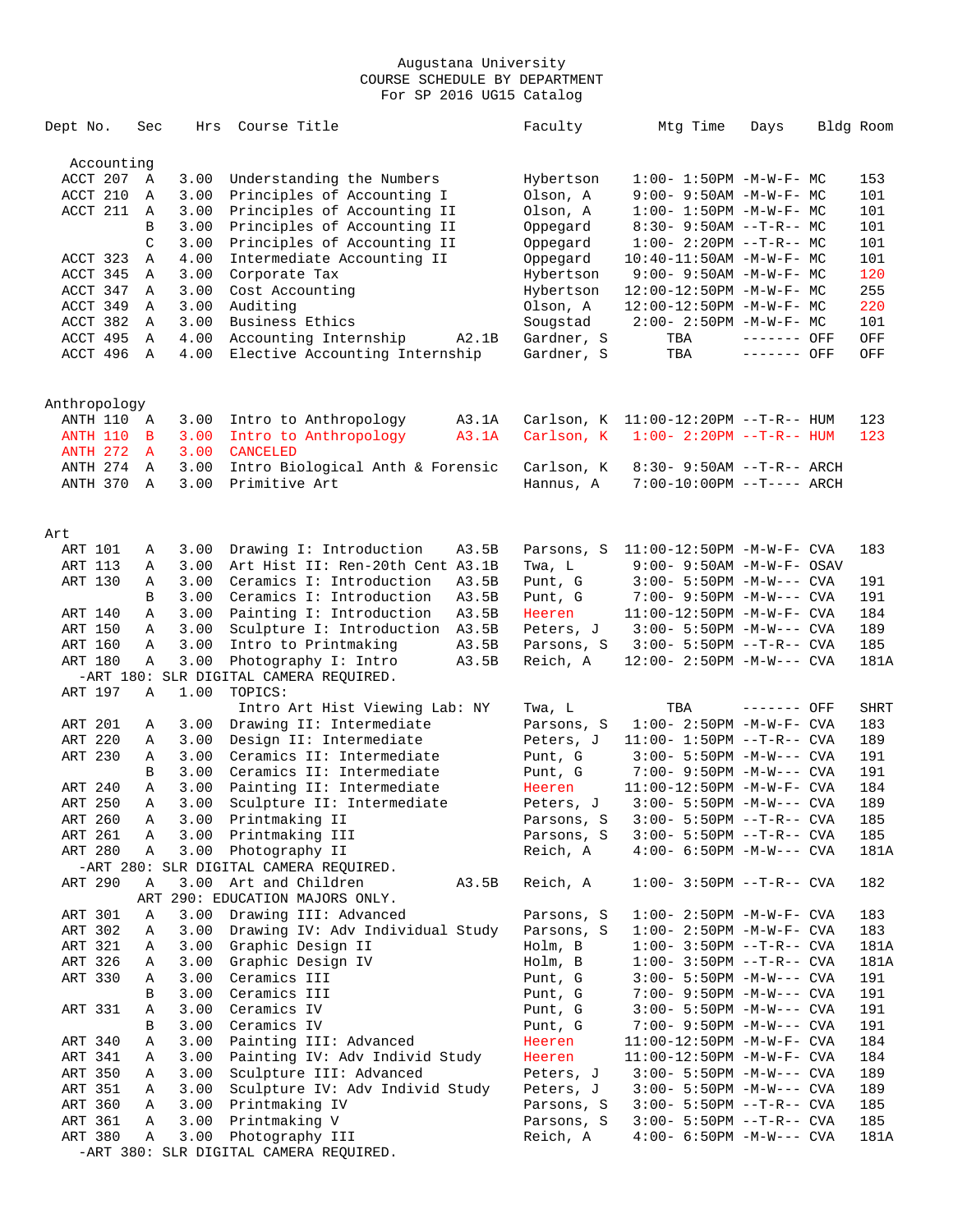# Augustana University
## COURSE SCHEDULE BY DEPARTMENT
### For SP 2016 UG15 Catalog

| Dept | No. | Sec | Hrs | Course Title | | Faculty | Mtg Time | Days | Bldg | Room |
|---|---|---|---|---|---|---|---|---|---|---|
| **Accounting** | | | | | | | | | | |
| ACCT | 207 | A | 3.00 | Understanding the Numbers | | Hybertson | 1:00- 1:50PM | -M-W-F- | MC | 153 |
| ACCT | 210 | A | 3.00 | Principles of Accounting I | | Olson, A | 9:00- 9:50AM | -M-W-F- | MC | 101 |
| ACCT | 211 | A | 3.00 | Principles of Accounting II | | Olson, A | 1:00- 1:50PM | -M-W-F- | MC | 101 |
| | | B | 3.00 | Principles of Accounting II | | Oppegard | 8:30- 9:50AM | --T-R-- | MC | 101 |
| | | C | 3.00 | Principles of Accounting II | | Oppegard | 1:00- 2:20PM | --T-R-- | MC | 101 |
| ACCT | 323 | A | 4.00 | Intermediate Accounting II | | Oppegard | 10:40-11:50AM | -M-W-F- | MC | 101 |
| ACCT | 345 | A | 3.00 | Corporate Tax | | Hybertson | 9:00- 9:50AM | -M-W-F- | MC | 120 |
| ACCT | 347 | A | 3.00 | Cost Accounting | | Hybertson | 12:00-12:50PM | -M-W-F- | MC | 255 |
| ACCT | 349 | A | 3.00 | Auditing | | Olson, A | 12:00-12:50PM | -M-W-F- | MC | 220 |
| ACCT | 382 | A | 3.00 | Business Ethics | | Sougstad | 2:00- 2:50PM | -M-W-F- | MC | 101 |
| ACCT | 495 | A | 4.00 | Accounting Internship | A2.1B | Gardner, S | TBA | ------- | OFF | OFF |
| ACCT | 496 | A | 4.00 | Elective Accounting Internship | | Gardner, S | TBA | ------- | OFF | OFF |
| **Anthropology** | | | | | | | | | | |
| ANTH | 110 | A | 3.00 | Intro to Anthropology | A3.1A | Carlson, K | 11:00-12:20PM | --T-R-- | HUM | 123 |
| ANTH | 110 | B | 3.00 | Intro to Anthropology | A3.1A | Carlson, K | 1:00- 2:20PM | --T-R-- | HUM | 123 |
| ANTH | 272 | A | 3.00 | CANCELED | | | | | | |
| ANTH | 274 | A | 3.00 | Intro Biological Anth & Forensic | | Carlson, K | 8:30- 9:50AM | --T-R-- | ARCH | |
| ANTH | 370 | A | 3.00 | Primitive Art | | Hannus, A | 7:00-10:00PM | --T---- | ARCH | |
| **Art** | | | | | | | | | | |
| ART | 101 | A | 3.00 | Drawing I: Introduction | A3.5B | Parsons, S | 11:00-12:50PM | -M-W-F- | CVA | 183 |
| ART | 113 | A | 3.00 | Art Hist II: Ren-20th Cent | A3.1B | Twa, L | 9:00- 9:50AM | -M-W-F- | OSAV | |
| ART | 130 | A | 3.00 | Ceramics I: Introduction | A3.5B | Punt, G | 3:00- 5:50PM | -M-W--- | CVA | 191 |
| | | B | 3.00 | Ceramics I: Introduction | A3.5B | Punt, G | 7:00- 9:50PM | -M-W--- | CVA | 191 |
| ART | 140 | A | 3.00 | Painting I: Introduction | A3.5B | Heeren | 11:00-12:50PM | -M-W-F- | CVA | 184 |
| ART | 150 | A | 3.00 | Sculpture I: Introduction | A3.5B | Peters, J | 3:00- 5:50PM | -M-W--- | CVA | 189 |
| ART | 160 | A | 3.00 | Intro to Printmaking | A3.5B | Parsons, S | 3:00- 5:50PM | --T-R-- | CVA | 185 |
| ART | 180 | A | 3.00 | Photography I: Intro | A3.5B | Reich, A | 12:00- 2:50PM | -M-W--- | CVA | 181A |
| -ART 180: SLR DIGITAL CAMERA REQUIRED. | | | | | | | | | | |
| ART | 197 | A | 1.00 | TOPICS: Intro Art Hist Viewing Lab: NY | | Twa, L | TBA | ------- | OFF | SHRT |
| ART | 201 | A | 3.00 | Drawing II: Intermediate | | Parsons, S | 1:00- 2:50PM | -M-W-F- | CVA | 183 |
| ART | 220 | A | 3.00 | Design II: Intermediate | | Peters, J | 11:00- 1:50PM | --T-R-- | CVA | 189 |
| ART | 230 | A | 3.00 | Ceramics II: Intermediate | | Punt, G | 3:00- 5:50PM | -M-W--- | CVA | 191 |
| | | B | 3.00 | Ceramics II: Intermediate | | Punt, G | 7:00- 9:50PM | -M-W--- | CVA | 191 |
| ART | 240 | A | 3.00 | Painting II: Intermediate | | Heeren | 11:00-12:50PM | -M-W-F- | CVA | 184 |
| ART | 250 | A | 3.00 | Sculpture II: Intermediate | | Peters, J | 3:00- 5:50PM | -M-W--- | CVA | 189 |
| ART | 260 | A | 3.00 | Printmaking II | | Parsons, S | 3:00- 5:50PM | --T-R-- | CVA | 185 |
| ART | 261 | A | 3.00 | Printmaking III | | Parsons, S | 3:00- 5:50PM | --T-R-- | CVA | 185 |
| ART | 280 | A | 3.00 | Photography II | | Reich, A | 4:00- 6:50PM | -M-W--- | CVA | 181A |
| -ART 280: SLR DIGITAL CAMERA REQUIRED. | | | | | | | | | | |
| ART | 290 | A | 3.00 | Art and Children | A3.5B | Reich, A | 1:00- 3:50PM | --T-R-- | CVA | 182 |
| ART 290: EDUCATION MAJORS ONLY. | | | | | | | | | | |
| ART | 301 | A | 3.00 | Drawing III: Advanced | | Parsons, S | 1:00- 2:50PM | -M-W-F- | CVA | 183 |
| ART | 302 | A | 3.00 | Drawing IV: Adv Individual Study | | Parsons, S | 1:00- 2:50PM | -M-W-F- | CVA | 183 |
| ART | 321 | A | 3.00 | Graphic Design II | | Holm, B | 1:00- 3:50PM | --T-R-- | CVA | 181A |
| ART | 326 | A | 3.00 | Graphic Design IV | | Holm, B | 1:00- 3:50PM | --T-R-- | CVA | 181A |
| ART | 330 | A | 3.00 | Ceramics III | | Punt, G | 3:00- 5:50PM | -M-W--- | CVA | 191 |
| | | B | 3.00 | Ceramics III | | Punt, G | 7:00- 9:50PM | -M-W--- | CVA | 191 |
| ART | 331 | A | 3.00 | Ceramics IV | | Punt, G | 3:00- 5:50PM | -M-W--- | CVA | 191 |
| | | B | 3.00 | Ceramics IV | | Punt, G | 7:00- 9:50PM | -M-W--- | CVA | 191 |
| ART | 340 | A | 3.00 | Painting III: Advanced | | Heeren | 11:00-12:50PM | -M-W-F- | CVA | 184 |
| ART | 341 | A | 3.00 | Painting IV: Adv Individ Study | | Heeren | 11:00-12:50PM | -M-W-F- | CVA | 184 |
| ART | 350 | A | 3.00 | Sculpture III: Advanced | | Peters, J | 3:00- 5:50PM | -M-W--- | CVA | 189 |
| ART | 351 | A | 3.00 | Sculpture IV: Adv Individ Study | | Peters, J | 3:00- 5:50PM | -M-W--- | CVA | 189 |
| ART | 360 | A | 3.00 | Printmaking IV | | Parsons, S | 3:00- 5:50PM | --T-R-- | CVA | 185 |
| ART | 361 | A | 3.00 | Printmaking V | | Parsons, S | 3:00- 5:50PM | --T-R-- | CVA | 185 |
| ART | 380 | A | 3.00 | Photography III | | Reich, A | 4:00- 6:50PM | -M-W--- | CVA | 181A |
| -ART 380: SLR DIGITAL CAMERA REQUIRED. | | | | | | | | | | |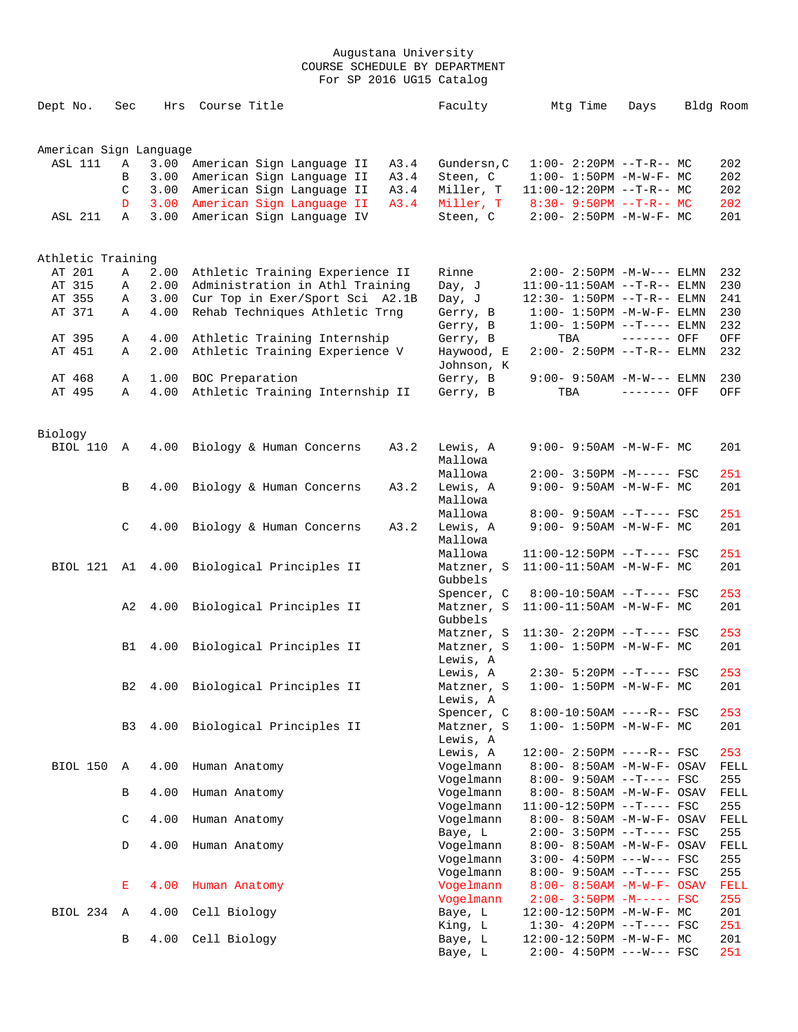Augustana University
COURSE SCHEDULE BY DEPARTMENT
For SP 2016 UG15 Catalog

| Dept No. | Sec | Hrs | Course Title | | Faculty | Mtg Time | Days | Bldg | Room |
|---|---|---|---|---|---|---|---|---|---|
| **American Sign Language** | | | | | | | | | |
| ASL 111 | A | 3.00 | American Sign Language II | A3.4 | Gundersn,C | 1:00- 2:20PM | --T-R-- | MC | 202 |
| | B | 3.00 | American Sign Language II | A3.4 | Steen, C | 1:00- 1:50PM | -M-W-F- | MC | 202 |
| | C | 3.00 | American Sign Language II | A3.4 | Miller, T | 11:00-12:20PM | --T-R-- | MC | 202 |
| | D | 3.00 | American Sign Language II | A3.4 | Miller, T | 8:30- 9:50PM | --T-R-- | MC | 202 |
| ASL 211 | A | 3.00 | American Sign Language IV | | Steen, C | 2:00- 2:50PM | -M-W-F- | MC | 201 |
| **Athletic Training** | | | | | | | | | |
| AT 201 | A | 2.00 | Athletic Training Experience II | | Rinne | 2:00- 2:50PM | -M-W--- | ELMN | 232 |
| AT 315 | A | 2.00 | Administration in Athl Training | | Day, J | 11:00-11:50AM | --T-R-- | ELMN | 230 |
| AT 355 | A | 3.00 | Cur Top in Exer/Sport Sci | A2.1B | Day, J | 12:30- 1:50PM | --T-R-- | ELMN | 241 |
| AT 371 | A | 4.00 | Rehab Techniques Athletic Trng | | Gerry, B | 1:00- 1:50PM | -M-W-F- | ELMN | 230 |
| | | | | | Gerry, B | 1:00- 1:50PM | --T---- | ELMN | 232 |
| AT 395 | A | 4.00 | Athletic Training Internship | | Gerry, B | TBA | ------- | OFF | OFF |
| AT 451 | A | 2.00 | Athletic Training Experience V | | Haywood, E | 2:00- 2:50PM | --T-R-- | ELMN | 232 |
| | | | | | Johnson, K | | | | |
| AT 468 | A | 1.00 | BOC Preparation | | Gerry, B | 9:00- 9:50AM | -M-W--- | ELMN | 230 |
| AT 495 | A | 4.00 | Athletic Training Internship II | | Gerry, B | TBA | ------- | OFF | OFF |
| **Biology** | | | | | | | | | |
| BIOL 110 | A | 4.00 | Biology & Human Concerns | A3.2 | Lewis, A | 9:00- 9:50AM | -M-W-F- | MC | 201 |
| | | | | | Mallowa | | | | |
| | | | | | Mallowa | 2:00- 3:50PM | -M----- | FSC | 251 |
| | B | 4.00 | Biology & Human Concerns | A3.2 | Lewis, A | 9:00- 9:50AM | -M-W-F- | MC | 201 |
| | | | | | Mallowa | | | | |
| | | | | | Mallowa | 8:00- 9:50AM | --T---- | FSC | 251 |
| | C | 4.00 | Biology & Human Concerns | A3.2 | Lewis, A | 9:00- 9:50AM | -M-W-F- | MC | 201 |
| | | | | | Mallowa | | | | |
| | | | | | Mallowa | 11:00-12:50PM | --T---- | FSC | 251 |
| BIOL 121 | A1 | 4.00 | Biological Principles II | | Matzner, S | 11:00-11:50AM | -M-W-F- | MC | 201 |
| | | | | | Gubbels | | | | |
| | | | | | Spencer, C | 8:00-10:50AM | --T---- | FSC | 253 |
| | A2 | 4.00 | Biological Principles II | | Matzner, S | 11:00-11:50AM | -M-W-F- | MC | 201 |
| | | | | | Gubbels | | | | |
| | | | | | Matzner, S | 11:30- 2:20PM | --T---- | FSC | 253 |
| | B1 | 4.00 | Biological Principles II | | Matzner, S | 1:00- 1:50PM | -M-W-F- | MC | 201 |
| | | | | | Lewis, A | | | | |
| | | | | | Lewis, A | 2:30- 5:20PM | --T---- | FSC | 253 |
| | B2 | 4.00 | Biological Principles II | | Matzner, S | 1:00- 1:50PM | -M-W-F- | MC | 201 |
| | | | | | Lewis, A | | | | |
| | | | | | Spencer, C | 8:00-10:50AM | ----R-- | FSC | 253 |
| | B3 | 4.00 | Biological Principles II | | Matzner, S | 1:00- 1:50PM | -M-W-F- | MC | 201 |
| | | | | | Lewis, A | | | | |
| | | | | | Lewis, A | 12:00- 2:50PM | ----R-- | FSC | 253 |
| BIOL 150 | A | 4.00 | Human Anatomy | | Vogelmann | 8:00- 8:50AM | -M-W-F- | OSAV | FELL |
| | | | | | Vogelmann | 8:00- 9:50AM | --T---- | FSC | 255 |
| | B | 4.00 | Human Anatomy | | Vogelmann | 8:00- 8:50AM | -M-W-F- | OSAV | FELL |
| | | | | | Vogelmann | 11:00-12:50PM | --T---- | FSC | 255 |
| | C | 4.00 | Human Anatomy | | Vogelmann | 8:00- 8:50AM | -M-W-F- | OSAV | FELL |
| | | | | | Baye, L | 2:00- 3:50PM | --T---- | FSC | 255 |
| | D | 4.00 | Human Anatomy | | Vogelmann | 8:00- 8:50AM | -M-W-F- | OSAV | FELL |
| | | | | | Vogelmann | 3:00- 4:50PM | ---W--- | FSC | 255 |
| | | | | | Vogelmann | 8:00- 9:50AM | --T---- | FSC | 255 |
| | E | 4.00 | Human Anatomy | | Vogelmann | 8:00- 8:50AM | -M-W-F- | OSAV | FELL |
| | | | | | Vogelmann | 2:00- 3:50PM | -M----- | FSC | 255 |
| BIOL 234 | A | 4.00 | Cell Biology | | Baye, L | 12:00-12:50PM | -M-W-F- | MC | 201 |
| | | | | | King, L | 1:30- 4:20PM | --T---- | FSC | 251 |
| | B | 4.00 | Cell Biology | | Baye, L | 12:00-12:50PM | -M-W-F- | MC | 201 |
| | | | | | Baye, L | 2:00- 4:50PM | ---W--- | FSC | 251 |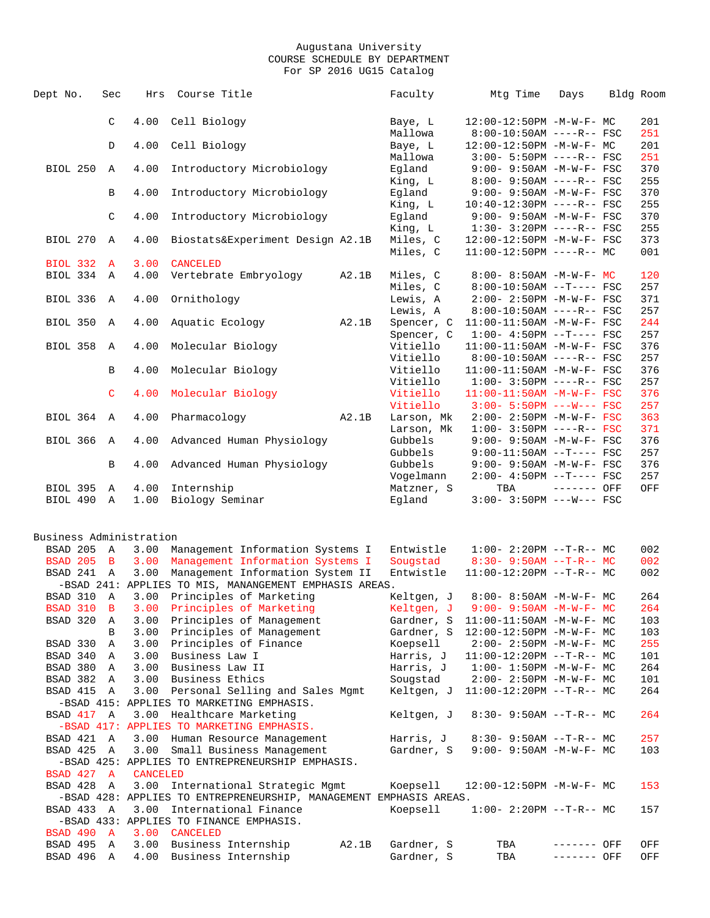Augustana University
COURSE SCHEDULE BY DEPARTMENT
For SP 2016 UG15 Catalog

| Dept No. | Sec | Hrs | Course Title | | Faculty | Mtg Time | Days | Bldg | Room |
|---|---|---|---|---|---|---|---|---|---|
| | C | 4.00 | Cell Biology | | Baye, L | 12:00-12:50PM | -M-W-F- | MC | 201 |
| | | | | | Mallowa | 8:00-10:50AM | ----R-- | FSC | 251 |
| | D | 4.00 | Cell Biology | | Baye, L | 12:00-12:50PM | -M-W-F- | MC | 201 |
| | | | | | Mallowa | 3:00- 5:50PM | ----R-- | FSC | 251 |
| BIOL 250 | A | 4.00 | Introductory Microbiology | | Egland | 9:00- 9:50AM | -M-W-F- | FSC | 370 |
| | | | | | King, L | 8:00- 9:50AM | ----R-- | FSC | 255 |
| | B | 4.00 | Introductory Microbiology | | Egland | 9:00- 9:50AM | -M-W-F- | FSC | 370 |
| | | | | | King, L | 10:40-12:30PM | ----R-- | FSC | 255 |
| | C | 4.00 | Introductory Microbiology | | Egland | 9:00- 9:50AM | -M-W-F- | FSC | 370 |
| | | | | | King, L | 1:30- 3:20PM | ----R-- | FSC | 255 |
| BIOL 270 | A | 4.00 | Biostats&Experiment Design | A2.1B | Miles, C | 12:00-12:50PM | -M-W-F- | FSC | 373 |
| | | | | | Miles, C | 11:00-12:50PM | ----R-- | MC | 001 |
| BIOL 332 | A | 3.00 | CANCELED | | | | | | |
| BIOL 334 | A | 4.00 | Vertebrate Embryology | A2.1B | Miles, C | 8:00- 8:50AM | -M-W-F- | MC | 120 |
| | | | | | Miles, C | 8:00-10:50AM | --T---- | FSC | 257 |
| BIOL 336 | A | 4.00 | Ornithology | | Lewis, A | 2:00- 2:50PM | -M-W-F- | FSC | 371 |
| | | | | | Lewis, A | 8:00-10:50AM | ----R-- | FSC | 257 |
| BIOL 350 | A | 4.00 | Aquatic Ecology | A2.1B | Spencer, C | 11:00-11:50AM | -M-W-F- | FSC | 244 |
| | | | | | Spencer, C | 1:00- 4:50PM | --T---- | FSC | 257 |
| BIOL 358 | A | 4.00 | Molecular Biology | | Vitiello | 11:00-11:50AM | -M-W-F- | FSC | 376 |
| | | | | | Vitiello | 8:00-10:50AM | ----R-- | FSC | 257 |
| | B | 4.00 | Molecular Biology | | Vitiello | 11:00-11:50AM | -M-W-F- | FSC | 376 |
| | | | | | Vitiello | 1:00- 3:50PM | ----R-- | FSC | 257 |
| | C | 4.00 | Molecular Biology | | Vitiello | 11:00-11:50AM | -M-W-F- | FSC | 376 |
| | | | | | Vitiello | 3:00- 5:50PM | ---W--- | FSC | 257 |
| BIOL 364 | A | 4.00 | Pharmacology | A2.1B | Larson, Mk | 2:00- 2:50PM | -M-W-F- | FSC | 363 |
| | | | | | Larson, Mk | 1:00- 3:50PM | ----R-- | FSC | 371 |
| BIOL 366 | A | 4.00 | Advanced Human Physiology | | Gubbels | 9:00- 9:50AM | -M-W-F- | FSC | 376 |
| | | | | | Gubbels | 9:00-11:50AM | --T---- | FSC | 257 |
| | B | 4.00 | Advanced Human Physiology | | Gubbels | 9:00- 9:50AM | -M-W-F- | FSC | 376 |
| | | | | | Vogelmann | 2:00- 4:50PM | --T---- | FSC | 257 |
| BIOL 395 | A | 4.00 | Internship | | Matzner, S | TBA | ------- | OFF | OFF |
| BIOL 490 | A | 1.00 | Biology Seminar | | Egland | 3:00- 3:50PM | ---W--- | FSC | |

## Business Administration

| Dept No. | Sec | Hrs | Course Title | | Faculty | Mtg Time | Days | Bldg | Room |
|---|---|---|---|---|---|---|---|---|---|
| BSAD 205 | A | 3.00 | Management Information Systems I | | Entwistle | 1:00- 2:20PM | --T-R-- | MC | 002 |
| BSAD 205 | B | 3.00 | Management Information Systems I | | Sougstad | 8:30- 9:50AM | --T-R-- | MC | 002 |
| BSAD 241 | A | 3.00 | Management Information System II | | Entwistle | 11:00-12:20PM | --T-R-- | MC | 002 |
| -BSAD 241: APPLIES TO MIS, MANANGEMENT EMPHASIS AREAS. | | | | | | | | | |
| BSAD 310 | A | 3.00 | Principles of Marketing | | Keltgen, J | 8:00- 8:50AM | -M-W-F- | MC | 264 |
| BSAD 310 | B | 3.00 | Principles of Marketing | | Keltgen, J | 9:00- 9:50AM | -M-W-F- | MC | 264 |
| BSAD 320 | A | 3.00 | Principles of Management | | Gardner, S | 11:00-11:50AM | -M-W-F- | MC | 103 |
| | B | 3.00 | Principles of Management | | Gardner, S | 12:00-12:50PM | -M-W-F- | MC | 103 |
| BSAD 330 | A | 3.00 | Principles of Finance | | Koepsell | 2:00- 2:50PM | -M-W-F- | MC | 255 |
| BSAD 340 | A | 3.00 | Business Law I | | Harris, J | 11:00-12:20PM | --T-R-- | MC | 101 |
| BSAD 380 | A | 3.00 | Business Law II | | Harris, J | 1:00- 1:50PM | -M-W-F- | MC | 264 |
| BSAD 382 | A | 3.00 | Business Ethics | | Sougstad | 2:00- 2:50PM | -M-W-F- | MC | 101 |
| BSAD 415 | A | 3.00 | Personal Selling and Sales Mgmt | | Keltgen, J | 11:00-12:20PM | --T-R-- | MC | 264 |
| -BSAD 415: APPLIES TO MARKETING EMPHASIS. | | | | | | | | | |
| BSAD 417 | A | 3.00 | Healthcare Marketing | | Keltgen, J | 8:30- 9:50AM | --T-R-- | MC | 264 |
| -BSAD 417: APPLIES TO MARKETING EMPHASIS. | | | | | | | | | |
| BSAD 421 | A | 3.00 | Human Resource Management | | Harris, J | 8:30- 9:50AM | --T-R-- | MC | 257 |
| BSAD 425 | A | 3.00 | Small Business Management | | Gardner, S | 9:00- 9:50AM | -M-W-F- | MC | 103 |
| -BSAD 425: APPLIES TO ENTREPRENEURSHIP EMPHASIS. | | | | | | | | | |
| BSAD 427 | A | CANCELED | | | | | | | |
| BSAD 428 | A | 3.00 | International Strategic Mgmt | | Koepsell | 12:00-12:50PM | -M-W-F- | MC | 153 |
| -BSAD 428: APPLIES TO ENTREPRENEURSHIP, MANAGEMENT EMPHASIS AREAS. | | | | | | | | | |
| BSAD 433 | A | 3.00 | International Finance | | Koepsell | 1:00- 2:20PM | --T-R-- | MC | 157 |
| -BSAD 433: APPLIES TO FINANCE EMPHASIS. | | | | | | | | | |
| BSAD 490 | A | 3.00 | CANCELED | | | | | | |
| BSAD 495 | A | 3.00 | Business Internship | A2.1B | Gardner, S | TBA | ------- | OFF | OFF |
| BSAD 496 | A | 4.00 | Business Internship | | Gardner, S | TBA | ------- | OFF | OFF |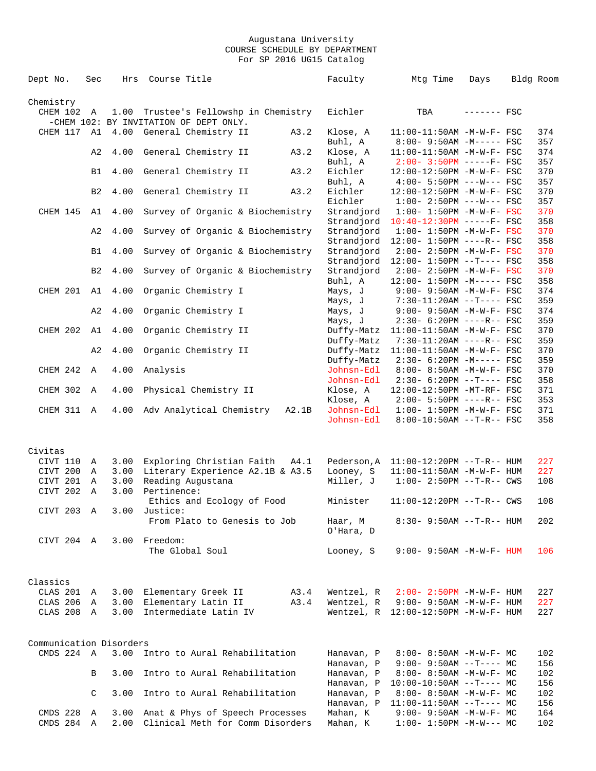Augustana University
COURSE SCHEDULE BY DEPARTMENT
For SP 2016 UG15 Catalog

| Dept No. | Sec | Hrs | Course Title | | Faculty | Mtg Time | Days | Bldg | Room |
|---|---|---|---|---|---|---|---|---|---|
| **Chemistry** | | | | | | | | | |
| CHEM 102 | A | 1.00 | Trustee's Fellowshp in Chemistry | | Eichler | TBA | ------- | FSC | |
| -CHEM 102: BY INVITATION OF DEPT ONLY. | | | | | | | | | |
| CHEM 117 | A1 | 4.00 | General Chemistry II | A3.2 | Klose, A | 11:00-11:50AM | -M-W-F- | FSC | 374 |
| | | | | | Buhl, A | 8:00- 9:50AM | -M----- | FSC | 357 |
| | A2 | 4.00 | General Chemistry II | A3.2 | Klose, A | 11:00-11:50AM | -M-W-F- | FSC | 374 |
| | | | | | Buhl, A | 2:00- 3:50PM | -----F- | FSC | 357 |
| | B1 | 4.00 | General Chemistry II | A3.2 | Eichler | 12:00-12:50PM | -M-W-F- | FSC | 370 |
| | | | | | Buhl, A | 4:00- 5:50PM | ---W--- | FSC | 357 |
| | B2 | 4.00 | General Chemistry II | A3.2 | Eichler | 12:00-12:50PM | -M-W-F- | FSC | 370 |
| | | | | | Eichler | 1:00- 2:50PM | ---W--- | FSC | 357 |
| CHEM 145 | A1 | 4.00 | Survey of Organic & Biochemistry | | Strandjord | 1:00- 1:50PM | -M-W-F- | FSC | 370 |
| | | | | | Strandjord | 10:40-12:30PM | -----F- | FSC | 358 |
| | A2 | 4.00 | Survey of Organic & Biochemistry | | Strandjord | 1:00- 1:50PM | -M-W-F- | FSC | 370 |
| | | | | | Strandjord | 12:00- 1:50PM | ----R-- | FSC | 358 |
| | B1 | 4.00 | Survey of Organic & Biochemistry | | Strandjord | 2:00- 2:50PM | -M-W-F- | FSC | 370 |
| | | | | | Strandjord | 12:00- 1:50PM | --T---- | FSC | 358 |
| | B2 | 4.00 | Survey of Organic & Biochemistry | | Strandjord | 2:00- 2:50PM | -M-W-F- | FSC | 370 |
| | | | | | Buhl, A | 12:00- 1:50PM | -M----- | FSC | 358 |
| CHEM 201 | A1 | 4.00 | Organic Chemistry I | | Mays, J | 9:00- 9:50AM | -M-W-F- | FSC | 374 |
| | | | | | Mays, J | 7:30-11:20AM | --T---- | FSC | 359 |
| | A2 | 4.00 | Organic Chemistry I | | Mays, J | 9:00- 9:50AM | -M-W-F- | FSC | 374 |
| | | | | | Mays, J | 2:30- 6:20PM | ----R-- | FSC | 359 |
| CHEM 202 | A1 | 4.00 | Organic Chemistry II | | Duffy-Matz | 11:00-11:50AM | -M-W-F- | FSC | 370 |
| | | | | | Duffy-Matz | 7:30-11:20AM | ----R-- | FSC | 359 |
| | A2 | 4.00 | Organic Chemistry II | | Duffy-Matz | 11:00-11:50AM | -M-W-F- | FSC | 370 |
| | | | | | Duffy-Matz | 2:30- 6:20PM | -M----- | FSC | 359 |
| CHEM 242 | A | 4.00 | Analysis | | Johnsn-Edl | 8:00- 8:50AM | -M-W-F- | FSC | 370 |
| | | | | | Johnsn-Edl | 2:30- 6:20PM | --T---- | FSC | 358 |
| CHEM 302 | A | 4.00 | Physical Chemistry II | | Klose, A | 12:00-12:50PM | -MT-RF- | FSC | 371 |
| | | | | | Klose, A | 2:00- 5:50PM | ----R-- | FSC | 353 |
| CHEM 311 | A | 4.00 | Adv Analytical Chemistry | A2.1B | Johnsn-Edl | 1:00- 1:50PM | -M-W-F- | FSC | 371 |
| | | | | | Johnsn-Edl | 8:00-10:50AM | --T-R-- | FSC | 358 |
| **Civitas** | | | | | | | | | |
| CIVT 110 | A | 3.00 | Exploring Christian Faith | A4.1 | Pederson,A | 11:00-12:20PM | --T-R-- | HUM | 227 |
| CIVT 200 | A | 3.00 | Literary Experience A2.1B & A3.5 | | Looney, S | 11:00-11:50AM | -M-W-F- | HUM | 227 |
| CIVT 201 | A | 3.00 | Reading Augustana | | Miller, J | 1:00- 2:50PM | --T-R-- | CWS | 108 |
| CIVT 202 | A | 3.00 | Pertinence: Ethics and Ecology of Food | | Minister | 11:00-12:20PM | --T-R-- | CWS | 108 |
| CIVT 203 | A | 3.00 | Justice: From Plato to Genesis to Job | | Haar, M; O'Hara, D | 8:30- 9:50AM | --T-R-- | HUM | 202 |
| CIVT 204 | A | 3.00 | Freedom: The Global Soul | | Looney, S | 9:00- 9:50AM | -M-W-F- | HUM | 106 |
| **Classics** | | | | | | | | | |
| CLAS 201 | A | 3.00 | Elementary Greek II | A3.4 | Wentzel, R | 2:00- 2:50PM | -M-W-F- | HUM | 227 |
| CLAS 206 | A | 3.00 | Elementary Latin II | A3.4 | Wentzel, R | 9:00- 9:50AM | -M-W-F- | HUM | 227 |
| CLAS 208 | A | 3.00 | Intermediate Latin IV | | Wentzel, R | 12:00-12:50PM | -M-W-F- | HUM | 227 |
| **Communication Disorders** | | | | | | | | | |
| CMDS 224 | A | 3.00 | Intro to Aural Rehabilitation | | Hanavan, P | 8:00- 8:50AM | -M-W-F- | MC | 102 |
| | | | | | Hanavan, P | 9:00- 9:50AM | --T---- | MC | 156 |
| | B | 3.00 | Intro to Aural Rehabilitation | | Hanavan, P | 8:00- 8:50AM | -M-W-F- | MC | 102 |
| | | | | | Hanavan, P | 10:00-10:50AM | --T---- | MC | 156 |
| | C | 3.00 | Intro to Aural Rehabilitation | | Hanavan, P | 8:00- 8:50AM | -M-W-F- | MC | 102 |
| | | | | | Hanavan, P | 11:00-11:50AM | --T---- | MC | 156 |
| CMDS 228 | A | 3.00 | Anat & Phys of Speech Processes | | Mahan, K | 9:00- 9:50AM | -M-W-F- | MC | 164 |
| CMDS 284 | A | 2.00 | Clinical Meth for Comm Disorders | | Mahan, K | 1:00- 1:50PM | -M-W--- | MC | 102 |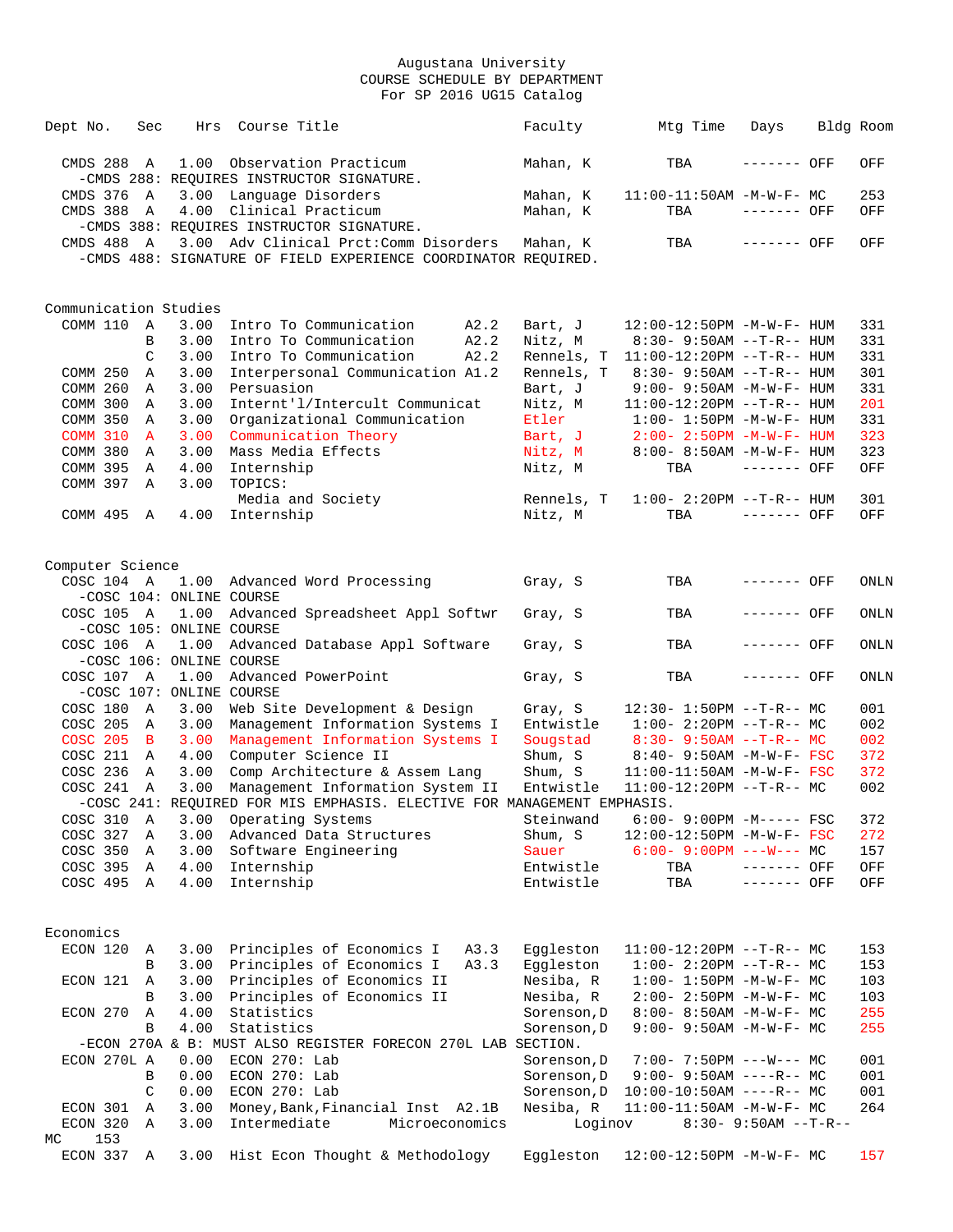Augustana University
COURSE SCHEDULE BY DEPARTMENT
For SP 2016 UG15 Catalog

| Dept No. | Sec | Hrs | Course Title | | Faculty | Mtg Time | Days | Bldg | Room |
|---|---|---|---|---|---|---|---|---|---|
| CMDS 288 | A | 1.00 | Observation Practicum | | Mahan, K | TBA | ------- | OFF | OFF |
| -CMDS 288: REQUIRES INSTRUCTOR SIGNATURE. | | | | | | | | | |
| CMDS 376 | A | 3.00 | Language Disorders | | Mahan, K | 11:00-11:50AM | -M-W-F- | MC | 253 |
| CMDS 388 | A | 4.00 | Clinical Practicum | | Mahan, K | TBA | ------- | OFF | OFF |
| -CMDS 388: REQUIRES INSTRUCTOR SIGNATURE. | | | | | | | | | |
| CMDS 488 | A | 3.00 | Adv Clinical Prct:Comm Disorders | | Mahan, K | TBA | ------- | OFF | OFF |
| -CMDS 488: SIGNATURE OF FIELD EXPERIENCE COORDINATOR REQUIRED. | | | | | | | | | |

## Communication Studies

| Dept No. | Sec | Hrs | Course Title | | Faculty | Mtg Time | Days | Bldg | Room |
|---|---|---|---|---|---|---|---|---|---|
| COMM 110 | A | 3.00 | Intro To Communication | A2.2 | Bart, J | 12:00-12:50PM | -M-W-F- | HUM | 331 |
| | B | 3.00 | Intro To Communication | A2.2 | Nitz, M | 8:30- 9:50AM | --T-R-- | HUM | 331 |
| | C | 3.00 | Intro To Communication | A2.2 | Rennels, T | 11:00-12:20PM | --T-R-- | HUM | 331 |
| COMM 250 | A | 3.00 | Interpersonal Communication | A1.2 | Rennels, T | 8:30- 9:50AM | --T-R-- | HUM | 301 |
| COMM 260 | A | 3.00 | Persuasion | | Bart, J | 9:00- 9:50AM | -M-W-F- | HUM | 331 |
| COMM 300 | A | 3.00 | Internt'l/Intercult Communicat | | Nitz, M | 11:00-12:20PM | --T-R-- | HUM | 201 |
| COMM 350 | A | 3.00 | Organizational Communication | | Etler | 1:00- 1:50PM | -M-W-F- | HUM | 331 |
| COMM 310 | A | 3.00 | Communication Theory | | Bart, J | 2:00- 2:50PM | -M-W-F- | HUM | 323 |
| COMM 380 | A | 3.00 | Mass Media Effects | | Nitz, M | 8:00- 8:50AM | -M-W-F- | HUM | 323 |
| COMM 395 | A | 4.00 | Internship | | Nitz, M | TBA | ------- | OFF | OFF |
| COMM 397 | A | 3.00 | TOPICS: | | | | | | |
| | | | Media and Society | | Rennels, T | 1:00- 2:20PM | --T-R-- | HUM | 301 |
| COMM 495 | A | 4.00 | Internship | | Nitz, M | TBA | ------- | OFF | OFF |

## Computer Science

| Dept No. | Sec | Hrs | Course Title | | Faculty | Mtg Time | Days | Bldg | Room |
|---|---|---|---|---|---|---|---|---|---|
| COSC 104 | A | 1.00 | Advanced Word Processing | | Gray, S | TBA | ------- | OFF | ONLN |
| -COSC 104: ONLINE COURSE | | | | | | | | | |
| COSC 105 | A | 1.00 | Advanced Spreadsheet Appl Softwr | | Gray, S | TBA | ------- | OFF | ONLN |
| -COSC 105: ONLINE COURSE | | | | | | | | | |
| COSC 106 | A | 1.00 | Advanced Database Appl Software | | Gray, S | TBA | ------- | OFF | ONLN |
| -COSC 106: ONLINE COURSE | | | | | | | | | |
| COSC 107 | A | 1.00 | Advanced PowerPoint | | Gray, S | TBA | ------- | OFF | ONLN |
| -COSC 107: ONLINE COURSE | | | | | | | | | |
| COSC 180 | A | 3.00 | Web Site Development & Design | | Gray, S | 12:30- 1:50PM | --T-R-- | MC | 001 |
| COSC 205 | A | 3.00 | Management Information Systems I | | Entwistle | 1:00- 2:20PM | --T-R-- | MC | 002 |
| COSC 205 | B | 3.00 | Management Information Systems I | | Sougstad | 8:30- 9:50AM | --T-R-- | MC | 002 |
| COSC 211 | A | 4.00 | Computer Science II | | Shum, S | 8:40- 9:50AM | -M-W-F- | FSC | 372 |
| COSC 236 | A | 3.00 | Comp Architecture & Assem Lang | | Shum, S | 11:00-11:50AM | -M-W-F- | FSC | 372 |
| COSC 241 | A | 3.00 | Management Information System II | | Entwistle | 11:00-12:20PM | --T-R-- | MC | 002 |
| -COSC 241: REQUIRED FOR MIS EMPHASIS. ELECTIVE FOR MANAGEMENT EMPHASIS. | | | | | | | | | |
| COSC 310 | A | 3.00 | Operating Systems | | Steinwand | 6:00- 9:00PM | -M----- | FSC | 372 |
| COSC 327 | A | 3.00 | Advanced Data Structures | | Shum, S | 12:00-12:50PM | -M-W-F- | FSC | 272 |
| COSC 350 | A | 3.00 | Software Engineering | | Sauer | 6:00- 9:00PM | ---W--- | MC | 157 |
| COSC 395 | A | 4.00 | Internship | | Entwistle | TBA | ------- | OFF | OFF |
| COSC 495 | A | 4.00 | Internship | | Entwistle | TBA | ------- | OFF | OFF |

## Economics

| Dept No. | Sec | Hrs | Course Title | | Faculty | Mtg Time | Days | Bldg | Room |
|---|---|---|---|---|---|---|---|---|---|
| ECON 120 | A | 3.00 | Principles of Economics I | A3.3 | Eggleston | 11:00-12:20PM | --T-R-- | MC | 153 |
| | B | 3.00 | Principles of Economics I | A3.3 | Eggleston | 1:00- 2:20PM | --T-R-- | MC | 153 |
| ECON 121 | A | 3.00 | Principles of Economics II | | Nesiba, R | 1:00- 1:50PM | -M-W-F- | MC | 103 |
| | B | 3.00 | Principles of Economics II | | Nesiba, R | 2:00- 2:50PM | -M-W-F- | MC | 103 |
| ECON 270 | A | 4.00 | Statistics | | Sorenson,D | 8:00- 8:50AM | -M-W-F- | MC | 255 |
| | B | 4.00 | Statistics | | Sorenson,D | 9:00- 9:50AM | -M-W-F- | MC | 255 |
| -ECON 270A & B: MUST ALSO REGISTER FORECON 270L LAB SECTION. | | | | | | | | | |
| ECON 270L | A | 0.00 | ECON 270: Lab | | Sorenson,D | 7:00- 7:50PM | ---W--- | MC | 001 |
| | B | 0.00 | ECON 270: Lab | | Sorenson,D | 9:00- 9:50AM | ----R-- | MC | 001 |
| | C | 0.00 | ECON 270: Lab | | Sorenson,D | 10:00-10:50AM | ----R-- | MC | 001 |
| ECON 301 | A | 3.00 | Money,Bank,Financial Inst | A2.1B | Nesiba, R | 11:00-11:50AM | -M-W-F- | MC | 264 |
| ECON 320 | A | 3.00 | Intermediate Microeconomics | | Loginov | 8:30- 9:50AM | --T-R-- | MC | 153 |
| ECON 337 | A | 3.00 | Hist Econ Thought & Methodology | | Eggleston | 12:00-12:50PM | -M-W-F- | MC | 157 |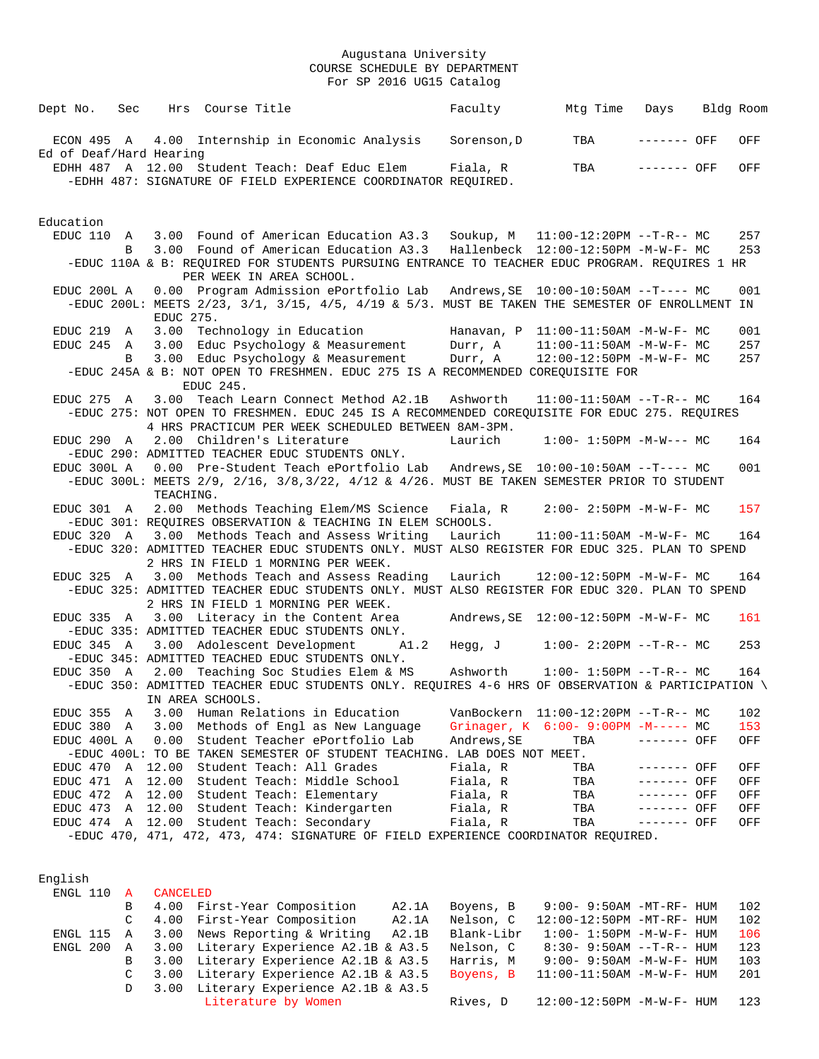Augustana University
COURSE SCHEDULE BY DEPARTMENT
For SP 2016 UG15 Catalog

| Dept No. | Sec | Hrs | Course Title | Faculty | Mtg Time | Days | Bldg | Room |
|---|---|---|---|---|---|---|---|---|
| ECON 495 | A | 4.00 | Internship in Economic Analysis | Sorenson,D | TBA | ------- | OFF | OFF |

**Ed of Deaf/Hard Hearing**

| Dept No. | Sec | Hrs | Course Title | Faculty | Mtg Time | Days | Bldg | Room |
|---|---|---|---|---|---|---|---|---|
| EDHH 487 | A | 12.00 | Student Teach: Deaf Educ Elem | Fiala, R | TBA | ------- | OFF | OFF |

-EDHH 487: SIGNATURE OF FIELD EXPERIENCE COORDINATOR REQUIRED.

**Education**

| Dept No. | Sec | Hrs | Course Title | Faculty | Mtg Time | Days | Bldg | Room |
|---|---|---|---|---|---|---|---|---|
| EDUC 110 | A | 3.00 | Found of American Education A3.3 | Soukup, M | 11:00-12:20PM | --T-R-- | MC | 257 |
| | B | 3.00 | Found of American Education A3.3 | Hallenbeck | 12:00-12:50PM | -M-W-F- | MC | 253 |

-EDUC 110A & B: REQUIRED FOR STUDENTS PURSUING ENTRANCE TO TEACHER EDUC PROGRAM. REQUIRES 1 HR PER WEEK IN AREA SCHOOL.

| Dept No. | Sec | Hrs | Course Title | Faculty | Mtg Time | Days | Bldg | Room |
|---|---|---|---|---|---|---|---|---|
| EDUC 200L | A | 0.00 | Program Admission ePortfolio Lab | Andrews,SE | 10:00-10:50AM | --T---- | MC | 001 |

-EDUC 200L: MEETS 2/23, 3/1, 3/15, 4/5, 4/19 & 5/3. MUST BE TAKEN THE SEMESTER OF ENROLLMENT IN EDUC 275.

| Dept No. | Sec | Hrs | Course Title | Faculty | Mtg Time | Days | Bldg | Room |
|---|---|---|---|---|---|---|---|---|
| EDUC 219 | A | 3.00 | Technology in Education | Hanavan, P | 11:00-11:50AM | -M-W-F- | MC | 001 |
| EDUC 245 | A | 3.00 | Educ Psychology & Measurement | Durr, A | 11:00-11:50AM | -M-W-F- | MC | 257 |
| | B | 3.00 | Educ Psychology & Measurement | Durr, A | 12:00-12:50PM | -M-W-F- | MC | 257 |

-EDUC 245A & B: NOT OPEN TO FRESHMEN. EDUC 275 IS A RECOMMENDED COREQUISITE FOR EDUC 245.

| Dept No. | Sec | Hrs | Course Title | Faculty | Mtg Time | Days | Bldg | Room |
|---|---|---|---|---|---|---|---|---|
| EDUC 275 | A | 3.00 | Teach Learn Connect Method A2.1B | Ashworth | 11:00-11:50AM | --T-R-- | MC | 164 |

-EDUC 275: NOT OPEN TO FRESHMEN. EDUC 245 IS A RECOMMENDED COREQUISITE FOR EDUC 275. REQUIRES 4 HRS PRACTICUM PER WEEK SCHEDULED BETWEEN 8AM-3PM.

| Dept No. | Sec | Hrs | Course Title | Faculty | Mtg Time | Days | Bldg | Room |
|---|---|---|---|---|---|---|---|---|
| EDUC 290 | A | 2.00 | Children's Literature | Laurich | 1:00- 1:50PM | -M-W--- | MC | 164 |

-EDUC 290: ADMITTED TEACHER EDUC STUDENTS ONLY.

| Dept No. | Sec | Hrs | Course Title | Faculty | Mtg Time | Days | Bldg | Room |
|---|---|---|---|---|---|---|---|---|
| EDUC 300L | A | 0.00 | Pre-Student Teach ePortfolio Lab | Andrews,SE | 10:00-10:50AM | --T---- | MC | 001 |

-EDUC 300L: MEETS 2/9, 2/16, 3/8,3/22, 4/12 & 4/26. MUST BE TAKEN SEMESTER PRIOR TO STUDENT TEACHING.

| Dept No. | Sec | Hrs | Course Title | Faculty | Mtg Time | Days | Bldg | Room |
|---|---|---|---|---|---|---|---|---|
| EDUC 301 | A | 2.00 | Methods Teaching Elem/MS Science | Fiala, R | 2:00- 2:50PM | -M-W-F- | MC | 157 |

-EDUC 301: REQUIRES OBSERVATION & TEACHING IN ELEM SCHOOLS.

| Dept No. | Sec | Hrs | Course Title | Faculty | Mtg Time | Days | Bldg | Room |
|---|---|---|---|---|---|---|---|---|
| EDUC 320 | A | 3.00 | Methods Teach and Assess Writing | Laurich | 11:00-11:50AM | -M-W-F- | MC | 164 |

-EDUC 320: ADMITTED TEACHER EDUC STUDENTS ONLY. MUST ALSO REGISTER FOR EDUC 325. PLAN TO SPEND 2 HRS IN FIELD 1 MORNING PER WEEK.

| Dept No. | Sec | Hrs | Course Title | Faculty | Mtg Time | Days | Bldg | Room |
|---|---|---|---|---|---|---|---|---|
| EDUC 325 | A | 3.00 | Methods Teach and Assess Reading | Laurich | 12:00-12:50PM | -M-W-F- | MC | 164 |

-EDUC 325: ADMITTED TEACHER EDUC STUDENTS ONLY. MUST ALSO REGISTER FOR EDUC 320. PLAN TO SPEND 2 HRS IN FIELD 1 MORNING PER WEEK.

| Dept No. | Sec | Hrs | Course Title | Faculty | Mtg Time | Days | Bldg | Room |
|---|---|---|---|---|---|---|---|---|
| EDUC 335 | A | 3.00 | Literacy in the Content Area | Andrews,SE | 12:00-12:50PM | -M-W-F- | MC | 161 |

-EDUC 335: ADMITTED TEACHER EDUC STUDENTS ONLY.

| Dept No. | Sec | Hrs | Course Title | Faculty | Mtg Time | Days | Bldg | Room |
|---|---|---|---|---|---|---|---|---|
| EDUC 345 | A | 3.00 | Adolescent Development A1.2 | Hegg, J | 1:00- 2:20PM | --T-R-- | MC | 253 |

-EDUC 345: ADMITTED TEACHED EDUC STUDENTS ONLY.

| Dept No. | Sec | Hrs | Course Title | Faculty | Mtg Time | Days | Bldg | Room |
|---|---|---|---|---|---|---|---|---|
| EDUC 350 | A | 2.00 | Teaching Soc Studies Elem & MS | Ashworth | 1:00- 1:50PM | --T-R-- | MC | 164 |

-EDUC 350: ADMITTED TEACHER EDUC STUDENTS ONLY. REQUIRES 4-6 HRS OF OBSERVATION & PARTICIPATION \ IN AREA SCHOOLS.

| Dept No. | Sec | Hrs | Course Title | Faculty | Mtg Time | Days | Bldg | Room |
|---|---|---|---|---|---|---|---|---|
| EDUC 355 | A | 3.00 | Human Relations in Education | VanBockern | 11:00-12:20PM | --T-R-- | MC | 102 |
| EDUC 380 | A | 3.00 | Methods of Engl as New Language | Grinager, K | 6:00- 9:00PM | -M----- | MC | 153 |
| EDUC 400L | A | 0.00 | Student Teacher ePortfolio Lab | Andrews,SE | TBA | ------- | OFF | OFF |

-EDUC 400L: TO BE TAKEN SEMESTER OF STUDENT TEACHING. LAB DOES NOT MEET.

| Dept No. | Sec | Hrs | Course Title | Faculty | Mtg Time | Days | Bldg | Room |
|---|---|---|---|---|---|---|---|---|
| EDUC 470 | A | 12.00 | Student Teach: All Grades | Fiala, R | TBA | ------- | OFF | OFF |
| EDUC 471 | A | 12.00 | Student Teach: Middle School | Fiala, R | TBA | ------- | OFF | OFF |
| EDUC 472 | A | 12.00 | Student Teach: Elementary | Fiala, R | TBA | ------- | OFF | OFF |
| EDUC 473 | A | 12.00 | Student Teach: Kindergarten | Fiala, R | TBA | ------- | OFF | OFF |
| EDUC 474 | A | 12.00 | Student Teach: Secondary | Fiala, R | TBA | ------- | OFF | OFF |

-EDUC 470, 471, 472, 473, 474: SIGNATURE OF FIELD EXPERIENCE COORDINATOR REQUIRED.

**English**

| Dept No. | Sec | Hrs | Course Title | Faculty | Mtg Time | Days | Bldg | Room |
|---|---|---|---|---|---|---|---|---|
| ENGL 110 | A | CANCELED | | | | | | |
| | B | 4.00 | First-Year Composition A2.1A | Boyens, B | 9:00- 9:50AM | -MT-RF- | HUM | 102 |
| | C | 4.00 | First-Year Composition A2.1A | Nelson, C | 12:00-12:50PM | -MT-RF- | HUM | 102 |
| ENGL 115 | A | 3.00 | News Reporting & Writing A2.1B | Blank-Libr | 1:00- 1:50PM | -M-W-F- | HUM | 106 |
| ENGL 200 | A | 3.00 | Literary Experience A2.1B & A3.5 | Nelson, C | 8:30- 9:50AM | --T-R-- | HUM | 123 |
| | B | 3.00 | Literary Experience A2.1B & A3.5 | Harris, M | 9:00- 9:50AM | -M-W-F- | HUM | 103 |
| | C | 3.00 | Literary Experience A2.1B & A3.5 | Boyens, B | 11:00-11:50AM | -M-W-F- | HUM | 201 |
| | D | 3.00 | Literary Experience A2.1B & A3.5<br>Literature by Women | Rives, D | 12:00-12:50PM | -M-W-F- | HUM | 123 |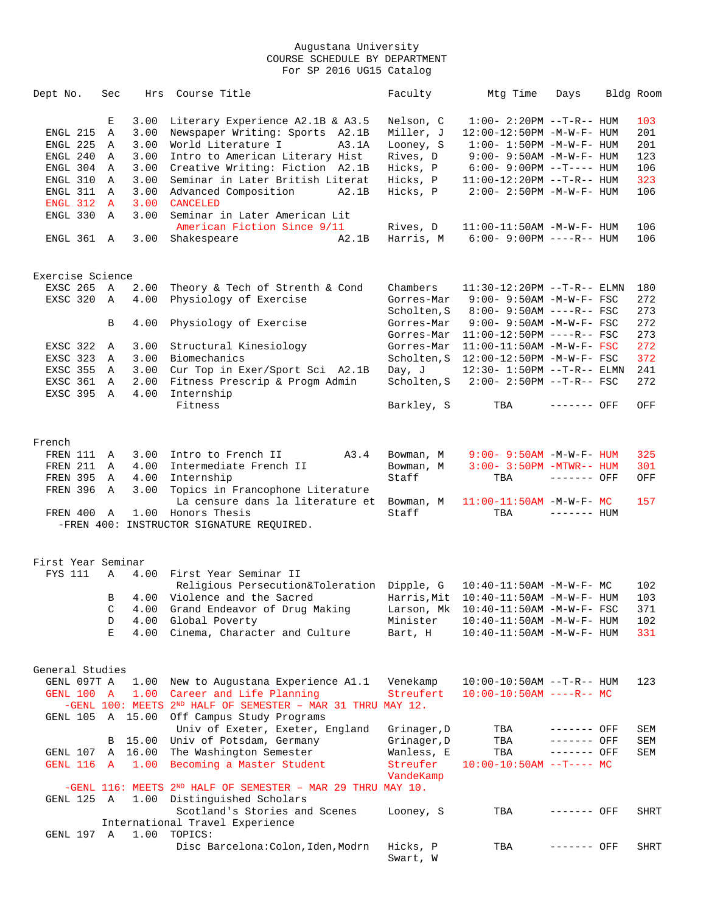# Augustana University
## COURSE SCHEDULE BY DEPARTMENT
### For SP 2016 UG15 Catalog

| Dept No. | Sec | Hrs | Course Title | Faculty | Mtg Time | Days | Bldg | Room |
|---|---|---|---|---|---|---|---|---|
| | E | 3.00 | Literary Experience A2.1B & A3.5 | Nelson, C | 1:00- 2:20PM | --T-R-- | HUM | 103 |
| ENGL 215 | A | 3.00 | Newspaper Writing: Sports A2.1B | Miller, J | 12:00-12:50PM | -M-W-F- | HUM | 201 |
| ENGL 225 | A | 3.00 | World Literature I A3.1A | Looney, S | 1:00- 1:50PM | -M-W-F- | HUM | 201 |
| ENGL 240 | A | 3.00 | Intro to American Literary Hist | Rives, D | 9:00- 9:50AM | -M-W-F- | HUM | 123 |
| ENGL 304 | A | 3.00 | Creative Writing: Fiction A2.1B | Hicks, P | 6:00- 9:00PM | --T---- | HUM | 106 |
| ENGL 310 | A | 3.00 | Seminar in Later British Literat | Hicks, P | 11:00-12:20PM | --T-R-- | HUM | 323 |
| ENGL 311 | A | 3.00 | Advanced Composition A2.1B | Hicks, P | 2:00- 2:50PM | -M-W-F- | HUM | 106 |
| ENGL 312 | A | 3.00 | CANCELED | | | | | |
| ENGL 330 | A | 3.00 | Seminar in Later American Lit | | | | | |
| | | | American Fiction Since 9/11 | Rives, D | 11:00-11:50AM | -M-W-F- | HUM | 106 |
| ENGL 361 | A | 3.00 | Shakespeare A2.1B | Harris, M | 6:00- 9:00PM | ----R-- | HUM | 106 |

## Exercise Science

| Dept No. | Sec | Hrs | Course Title | Faculty | Mtg Time | Days | Bldg | Room |
|---|---|---|---|---|---|---|---|---|
| EXSC 265 | A | 2.00 | Theory & Tech of Strenth & Cond | Chambers | 11:30-12:20PM | --T-R-- | ELMN | 180 |
| EXSC 320 | A | 4.00 | Physiology of Exercise | Gorres-Mar | 9:00- 9:50AM | -M-W-F- | FSC | 272 |
| | | | | Scholten,S | 8:00- 9:50AM | ----R-- | FSC | 273 |
| | B | 4.00 | Physiology of Exercise | Gorres-Mar | 9:00- 9:50AM | -M-W-F- | FSC | 272 |
| | | | | Gorres-Mar | 11:00-12:50PM | ----R-- | FSC | 273 |
| EXSC 322 | A | 3.00 | Structural Kinesiology | Gorres-Mar | 11:00-11:50AM | -M-W-F- | FSC | 272 |
| EXSC 323 | A | 3.00 | Biomechanics | Scholten,S | 12:00-12:50PM | -M-W-F- | FSC | 372 |
| EXSC 355 | A | 3.00 | Cur Top in Exer/Sport Sci A2.1B | Day, J | 12:30- 1:50PM | --T-R-- | ELMN | 241 |
| EXSC 361 | A | 2.00 | Fitness Prescrip & Progm Admin | Scholten,S | 2:00- 2:50PM | --T-R-- | FSC | 272 |
| EXSC 395 | A | 4.00 | Internship | | | | | |
| | | | Fitness | Barkley, S | TBA | ------- | OFF | OFF |

## French

| Dept No. | Sec | Hrs | Course Title | Faculty | Mtg Time | Days | Bldg | Room |
|---|---|---|---|---|---|---|---|---|
| FREN 111 | A | 3.00 | Intro to French II A3.4 | Bowman, M | 9:00- 9:50AM | -M-W-F- | HUM | 325 |
| FREN 211 | A | 4.00 | Intermediate French II | Bowman, M | 3:00- 3:50PM | -MTWR-- | HUM | 301 |
| FREN 395 | A | 4.00 | Internship | Staff | TBA | ------- | OFF | OFF |
| FREN 396 | A | 3.00 | Topics in Francophone Literature | | | | | |
| | | | La censure dans la literature et | Bowman, M | 11:00-11:50AM | -M-W-F- | MC | 157 |
| FREN 400 | A | 1.00 | Honors Thesis | Staff | TBA | ------- | HUM | |

-FREN 400: INSTRUCTOR SIGNATURE REQUIRED.

## First Year Seminar

| Dept No. | Sec | Hrs | Course Title | Faculty | Mtg Time | Days | Bldg | Room |
|---|---|---|---|---|---|---|---|---|
| FYS 111 | A | 4.00 | First Year Seminar II | | | | | |
| | | | Religious Persecution&Toleration | Dipple, G | 10:40-11:50AM | -M-W-F- | MC | 102 |
| | B | 4.00 | Violence and the Sacred | Harris,Mit | 10:40-11:50AM | -M-W-F- | HUM | 103 |
| | C | 4.00 | Grand Endeavor of Drug Making | Larson, Mk | 10:40-11:50AM | -M-W-F- | FSC | 371 |
| | D | 4.00 | Global Poverty | Minister | 10:40-11:50AM | -M-W-F- | HUM | 102 |
| | E | 4.00 | Cinema, Character and Culture | Bart, H | 10:40-11:50AM | -M-W-F- | HUM | 331 |

## General Studies

| Dept No. | Sec | Hrs | Course Title | Faculty | Mtg Time | Days | Bldg | Room |
|---|---|---|---|---|---|---|---|---|
| GENL 097T | A | 1.00 | New to Augustana Experience A1.1 | Venekamp | 10:00-10:50AM | --T-R-- | HUM | 123 |
| GENL 100 | A | 1.00 | Career and Life Planning | Streufert | 10:00-10:50AM | ----R-- | MC | |

-GENL 100: MEETS 2ND HALF OF SEMESTER – MAR 31 THRU MAY 12.

| Dept No. | Sec | Hrs | Course Title | Faculty | Mtg Time | Days | Bldg | Room |
|---|---|---|---|---|---|---|---|---|
| GENL 105 | A | 15.00 | Off Campus Study Programs | | | | | |
| | | | Univ of Exeter, Exeter, England | Grinager,D | TBA | ------- | OFF | SEM |
| | B | 15.00 | Univ of Potsdam, Germany | Grinager,D | TBA | ------- | OFF | SEM |
| GENL 107 | A | 16.00 | The Washington Semester | Wanless, E | TBA | ------- | OFF | SEM |
| GENL 116 | A | 1.00 | Becoming a Master Student | Streufer<br>VandeKamp | 10:00-10:50AM | --T---- | MC | |

-GENL 116: MEETS 2ND HALF OF SEMESTER – MAR 29 THRU MAY 10.

| Dept No. | Sec | Hrs | Course Title | Faculty | Mtg Time | Days | Bldg | Room |
|---|---|---|---|---|---|---|---|---|
| GENL 125 | A | 1.00 | Distinguished Scholars | | | | | |
| | | | Scotland's Stories and Scenes | Looney, S | TBA | ------- | OFF | SHRT |

International Travel Experience

| Dept No. | Sec | Hrs | Course Title | Faculty | Mtg Time | Days | Bldg | Room |
|---|---|---|---|---|---|---|---|---|
| GENL 197 | A | 1.00 | TOPICS: | | | | | |
| | | | Disc Barcelona:Colon,Iden,Modrn | Hicks, P<br>Swart, W | TBA | ------- | OFF | SHRT |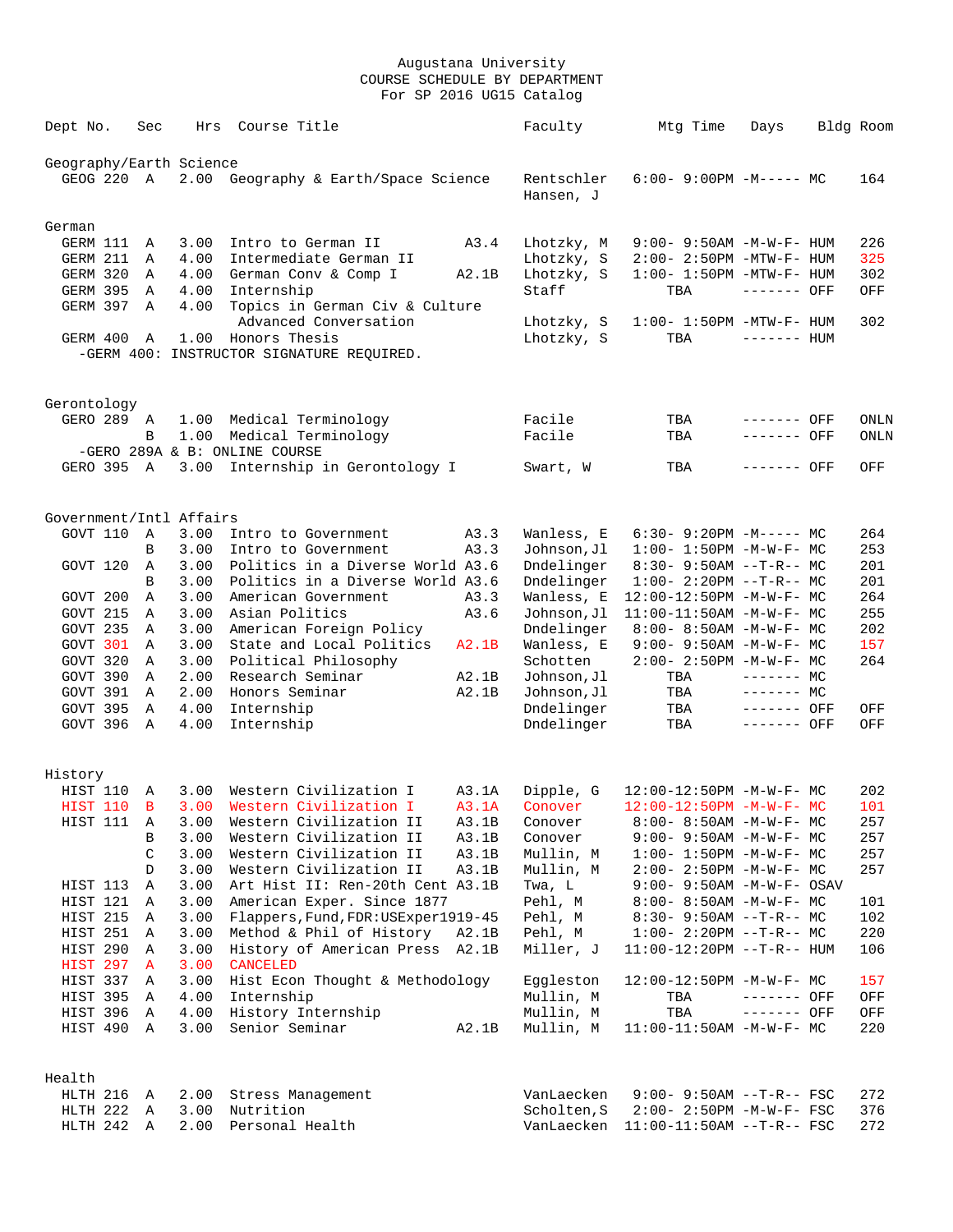Augustana University
COURSE SCHEDULE BY DEPARTMENT
For SP 2016 UG15 Catalog

| Dept | No. | Sec | Hrs | Course Title | | Faculty | Mtg Time | Days | Bldg | Room |
|---|---|---|---|---|---|---|---|---|---|---|
| **Geography/Earth Science** | | | | | | | | | | |
| GEOG | 220 | A | 2.00 | Geography & Earth/Space Science | | Rentschler Hansen, J | 6:00- 9:00PM | -M----- | MC | 164 |
| **German** | | | | | | | | | | |
| GERM | 111 | A | 3.00 | Intro to German II | A3.4 | Lhotzky, M | 9:00- 9:50AM | -M-W-F- | HUM | 226 |
| GERM | 211 | A | 4.00 | Intermediate German II | | Lhotzky, S | 2:00- 2:50PM | -MTW-F- | HUM | 325 |
| GERM | 320 | A | 4.00 | German Conv & Comp I | A2.1B | Lhotzky, S | 1:00- 1:50PM | -MTW-F- | HUM | 302 |
| GERM | 395 | A | 4.00 | Internship | | Staff | TBA | ------- | OFF | OFF |
| GERM | 397 | A | 4.00 | Topics in German Civ & Culture Advanced Conversation | | Lhotzky, S | 1:00- 1:50PM | -MTW-F- | HUM | 302 |
| GERM | 400 | A | 1.00 | Honors Thesis | | Lhotzky, S | TBA | ------- | HUM | |
| -GERM 400: INSTRUCTOR SIGNATURE REQUIRED. | | | | | | | | | | |
| **Gerontology** | | | | | | | | | | |
| GERO | 289 | A | 1.00 | Medical Terminology | | Facile | TBA | ------- | OFF | ONLN |
| | | B | 1.00 | Medical Terminology | | Facile | TBA | ------- | OFF | ONLN |
| -GERO 289A & B: ONLINE COURSE | | | | | | | | | | |
| GERO | 395 | A | 3.00 | Internship in Gerontology I | | Swart, W | TBA | ------- | OFF | OFF |
| **Government/Intl Affairs** | | | | | | | | | | |
| GOVT | 110 | A | 3.00 | Intro to Government | A3.3 | Wanless, E | 6:30- 9:20PM | -M----- | MC | 264 |
| | | B | 3.00 | Intro to Government | A3.3 | Johnson,Jl | 1:00- 1:50PM | -M-W-F- | MC | 253 |
| GOVT | 120 | A | 3.00 | Politics in a Diverse World | A3.6 | Dndelinger | 8:30- 9:50AM | --T-R-- | MC | 201 |
| | | B | 3.00 | Politics in a Diverse World | A3.6 | Dndelinger | 1:00- 2:20PM | --T-R-- | MC | 201 |
| GOVT | 200 | A | 3.00 | American Government | A3.3 | Wanless, E | 12:00-12:50PM | -M-W-F- | MC | 264 |
| GOVT | 215 | A | 3.00 | Asian Politics | A3.6 | Johnson,Jl | 11:00-11:50AM | -M-W-F- | MC | 255 |
| GOVT | 235 | A | 3.00 | American Foreign Policy | | Dndelinger | 8:00- 8:50AM | -M-W-F- | MC | 202 |
| GOVT | 301 | A | 3.00 | State and Local Politics | A2.1B | Wanless, E | 9:00- 9:50AM | -M-W-F- | MC | 157 |
| GOVT | 320 | A | 3.00 | Political Philosophy | | Schotten | 2:00- 2:50PM | -M-W-F- | MC | 264 |
| GOVT | 390 | A | 2.00 | Research Seminar | A2.1B | Johnson,Jl | TBA | ------- | MC | |
| GOVT | 391 | A | 2.00 | Honors Seminar | A2.1B | Johnson,Jl | TBA | ------- | MC | |
| GOVT | 395 | A | 4.00 | Internship | | Dndelinger | TBA | ------- | OFF | OFF |
| GOVT | 396 | A | 4.00 | Internship | | Dndelinger | TBA | ------- | OFF | OFF |
| **History** | | | | | | | | | | |
| HIST | 110 | A | 3.00 | Western Civilization I | A3.1A | Dipple, G | 12:00-12:50PM | -M-W-F- | MC | 202 |
| HIST | 110 | B | 3.00 | Western Civilization I | A3.1A | Conover | 12:00-12:50PM | -M-W-F- | MC | 101 |
| HIST | 111 | A | 3.00 | Western Civilization II | A3.1B | Conover | 8:00- 8:50AM | -M-W-F- | MC | 257 |
| | | B | 3.00 | Western Civilization II | A3.1B | Conover | 9:00- 9:50AM | -M-W-F- | MC | 257 |
| | | C | 3.00 | Western Civilization II | A3.1B | Mullin, M | 1:00- 1:50PM | -M-W-F- | MC | 257 |
| | | D | 3.00 | Western Civilization II | A3.1B | Mullin, M | 2:00- 2:50PM | -M-W-F- | MC | 257 |
| HIST | 113 | A | 3.00 | Art Hist II: Ren-20th Cent | A3.1B | Twa, L | 9:00- 9:50AM | -M-W-F- | OSAV | |
| HIST | 121 | A | 3.00 | American Exper. Since 1877 | | Pehl, M | 8:00- 8:50AM | -M-W-F- | MC | 101 |
| HIST | 215 | A | 3.00 | Flappers,Fund,FDR:USExper1919-45 | | Pehl, M | 8:30- 9:50AM | --T-R-- | MC | 102 |
| HIST | 251 | A | 3.00 | Method & Phil of History | A2.1B | Pehl, M | 1:00- 2:20PM | --T-R-- | MC | 220 |
| HIST | 290 | A | 3.00 | History of American Press | A2.1B | Miller, J | 11:00-12:20PM | --T-R-- | HUM | 106 |
| HIST | 297 | A | 3.00 | CANCELED | | | | | | |
| HIST | 337 | A | 3.00 | Hist Econ Thought & Methodology | | Eggleston | 12:00-12:50PM | -M-W-F- | MC | 157 |
| HIST | 395 | A | 4.00 | Internship | | Mullin, M | TBA | ------- | OFF | OFF |
| HIST | 396 | A | 4.00 | History Internship | | Mullin, M | TBA | ------- | OFF | OFF |
| HIST | 490 | A | 3.00 | Senior Seminar | A2.1B | Mullin, M | 11:00-11:50AM | -M-W-F- | MC | 220 |
| **Health** | | | | | | | | | | |
| HLTH | 216 | A | 2.00 | Stress Management | | VanLaecken | 9:00- 9:50AM | --T-R-- | FSC | 272 |
| HLTH | 222 | A | 3.00 | Nutrition | | Scholten,S | 2:00- 2:50PM | -M-W-F- | FSC | 376 |
| HLTH | 242 | A | 2.00 | Personal Health | | VanLaecken | 11:00-11:50AM | --T-R-- | FSC | 272 |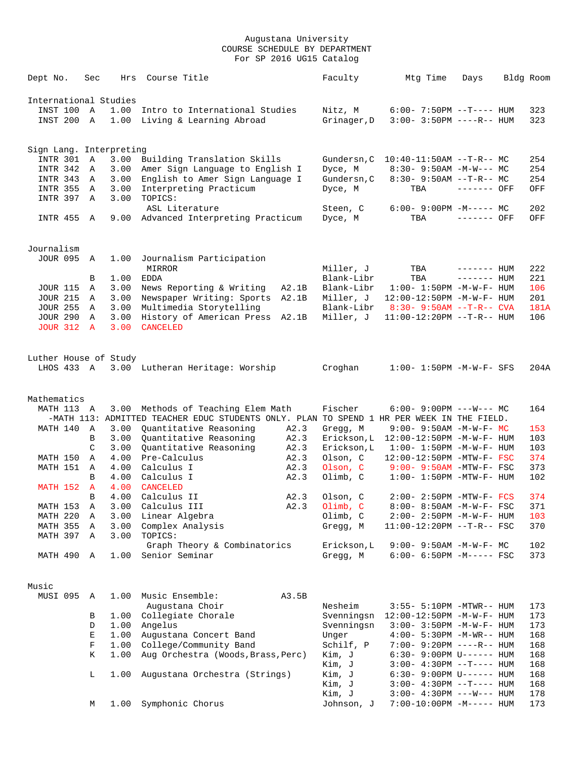Augustana University
COURSE SCHEDULE BY DEPARTMENT
For SP 2016 UG15 Catalog

| Dept No. | Sec | Hrs | Course Title | | Faculty | Mtg Time | Days | Bldg | Room |
|---|---|---|---|---|---|---|---|---|---|
| **International Studies** | | | | | | | | | |
| INST 100 | A | 1.00 | Intro to International Studies | | Nitz, M | 6:00- 7:50PM | --T---- | HUM | 323 |
| INST 200 | A | 1.00 | Living & Learning Abroad | | Grinager,D | 3:00- 3:50PM | ----R-- | HUM | 323 |
| **Sign Lang. Interpreting** | | | | | | | | | |
| INTR 301 | A | 3.00 | Building Translation Skills | | Gundersn,C | 10:40-11:50AM | --T-R-- | MC | 254 |
| INTR 342 | A | 3.00 | Amer Sign Language to English I | | Dyce, M | 8:30- 9:50AM | -M-W--- | MC | 254 |
| INTR 343 | A | 3.00 | English to Amer Sign Language I | | Gundersn,C | 8:30- 9:50AM | --T-R-- | MC | 254 |
| INTR 355 | A | 3.00 | Interpreting Practicum | | Dyce, M | TBA | ------- | OFF | OFF |
| INTR 397 | A | 3.00 | TOPICS: | | | | | | |
| | | | ASL Literature | | Steen, C | 6:00- 9:00PM | -M----- | MC | 202 |
| INTR 455 | A | 9.00 | Advanced Interpreting Practicum | | Dyce, M | TBA | ------- | OFF | OFF |
| **Journalism** | | | | | | | | | |
| JOUR 095 | A | 1.00 | Journalism Participation | | | | | | |
| | | | MIRROR | | Miller, J | TBA | ------- | HUM | 222 |
| | B | 1.00 | EDDA | | Blank-Libr | TBA | ------- | HUM | 221 |
| JOUR 115 | A | 3.00 | News Reporting & Writing | A2.1B | Blank-Libr | 1:00- 1:50PM | -M-W-F- | HUM | 106 |
| JOUR 215 | A | 3.00 | Newspaper Writing: Sports | A2.1B | Miller, J | 12:00-12:50PM | -M-W-F- | HUM | 201 |
| JOUR 255 | A | 3.00 | Multimedia Storytelling | | Blank-Libr | 8:30- 9:50AM | --T-R-- | CVA | 181A |
| JOUR 290 | A | 3.00 | History of American Press | A2.1B | Miller, J | 11:00-12:20PM | --T-R-- | HUM | 106 |
| JOUR 312 | A | 3.00 | CANCELED | | | | | | |
| **Luther House of Study** | | | | | | | | | |
| LHOS 433 | A | 3.00 | Lutheran Heritage: Worship | | Croghan | 1:00- 1:50PM | -M-W-F- | SFS | 204A |
| **Mathematics** | | | | | | | | | |
| MATH 113 | A | 3.00 | Methods of Teaching Elem Math | | Fischer | 6:00- 9:00PM | ---W--- | MC | 164 |
| -MATH 113: ADMITTED TEACHER EDUC STUDENTS ONLY. PLAN TO SPEND 1 HR PER WEEK IN THE FIELD. | | | | | | | | | |
| MATH 140 | A | 3.00 | Quantitative Reasoning | A2.3 | Gregg, M | 9:00- 9:50AM | -M-W-F- | MC | 153 |
| | B | 3.00 | Quantitative Reasoning | A2.3 | Erickson,L | 12:00-12:50PM | -M-W-F- | HUM | 103 |
| | C | 3.00 | Quantitative Reasoning | A2.3 | Erickson,L | 1:00- 1:50PM | -M-W-F- | HUM | 103 |
| MATH 150 | A | 4.00 | Pre-Calculus | A2.3 | Olson, C | 12:00-12:50PM | -MTW-F- | FSC | 374 |
| MATH 151 | A | 4.00 | Calculus I | A2.3 | Olson, C | 9:00- 9:50AM | -MTW-F- | FSC | 373 |
| | B | 4.00 | Calculus I | A2.3 | Olimb, C | 1:00- 1:50PM | -MTW-F- | HUM | 102 |
| MATH 152 | A | 4.00 | CANCELED | | | | | | |
| | B | 4.00 | Calculus II | A2.3 | Olson, C | 2:00- 2:50PM | -MTW-F- | FCS | 374 |
| MATH 153 | A | 3.00 | Calculus III | A2.3 | Olimb, C | 8:00- 8:50AM | -M-W-F- | FSC | 371 |
| MATH 220 | A | 3.00 | Linear Algebra | | Olimb, C | 2:00- 2:50PM | -M-W-F- | HUM | 103 |
| MATH 355 | A | 3.00 | Complex Analysis | | Gregg, M | 11:00-12:20PM | --T-R-- | FSC | 370 |
| MATH 397 | A | 3.00 | TOPICS: | | | | | | |
| | | | Graph Theory & Combinatorics | | Erickson,L | 9:00- 9:50AM | -M-W-F- | MC | 102 |
| MATH 490 | A | 1.00 | Senior Seminar | | Gregg, M | 6:00- 6:50PM | -M----- | FSC | 373 |
| **Music** | | | | | | | | | |
| MUSI 095 | A | 1.00 | Music Ensemble: | A3.5B | | | | | |
| | | | Augustana Choir | | Nesheim | 3:55- 5:10PM | -MTWR-- | HUM | 173 |
| | B | 1.00 | Collegiate Chorale | | Svenningsn | 12:00-12:50PM | -M-W-F- | HUM | 173 |
| | D | 1.00 | Angelus | | Svenningsn | 3:00- 3:50PM | -M-W-F- | HUM | 173 |
| | E | 1.00 | Augustana Concert Band | | Unger | 4:00- 5:30PM | -M-WR-- | HUM | 168 |
| | F | 1.00 | College/Community Band | | Schilf, P | 7:00- 9:20PM | ----R-- | HUM | 168 |
| | K | 1.00 | Aug Orchestra (Woods,Brass,Perc) | | Kim, J | 6:30- 9:00PM | U------ | HUM | 168 |
| | | | | | Kim, J | 3:00- 4:30PM | --T---- | HUM | 168 |
| | L | 1.00 | Augustana Orchestra (Strings) | | Kim, J | 6:30- 9:00PM | U------ | HUM | 168 |
| | | | | | Kim, J | 3:00- 4:30PM | --T---- | HUM | 168 |
| | | | | | Kim, J | 3:00- 4:30PM | ---W--- | HUM | 178 |
| | M | 1.00 | Symphonic Chorus | | Johnson, J | 7:00-10:00PM | -M----- | HUM | 173 |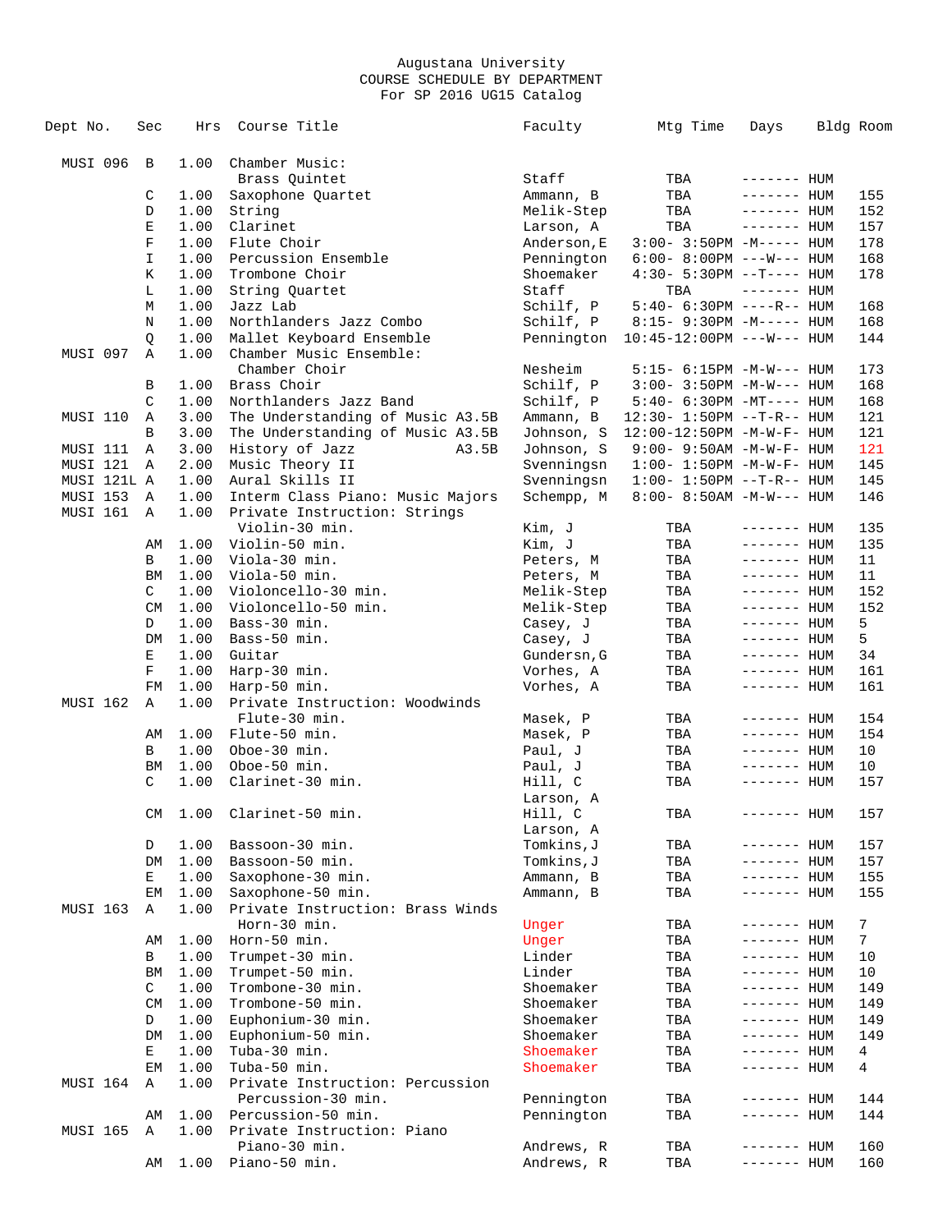Augustana University
COURSE SCHEDULE BY DEPARTMENT
For SP 2016 UG15 Catalog

| Dept No. | Sec | Hrs | Course Title | Faculty | Mtg Time | Days | Bldg | Room |
|---|---|---|---|---|---|---|---|---|
| MUSI 096 | B | 1.00 | Chamber Music: | | | | | |
| | | | Brass Quintet | Staff | TBA | ------- | HUM | |
| | C | 1.00 | Saxophone Quartet | Ammann, B | TBA | ------- | HUM | 155 |
| | D | 1.00 | String | Melik-Step | TBA | ------- | HUM | 152 |
| | E | 1.00 | Clarinet | Larson, A | TBA | ------- | HUM | 157 |
| | F | 1.00 | Flute Choir | Anderson,E | 3:00- 3:50PM | -M----- | HUM | 178 |
| | I | 1.00 | Percussion Ensemble | Pennington | 6:00- 8:00PM | ---W--- | HUM | 168 |
| | K | 1.00 | Trombone Choir | Shoemaker | 4:30- 5:30PM | --T---- | HUM | 178 |
| | L | 1.00 | String Quartet | Staff | TBA | ------- | HUM | |
| | M | 1.00 | Jazz Lab | Schilf, P | 5:40- 6:30PM | ----R-- | HUM | 168 |
| | N | 1.00 | Northlanders Jazz Combo | Schilf, P | 8:15- 9:30PM | -M----- | HUM | 168 |
| | Q | 1.00 | Mallet Keyboard Ensemble | Pennington | 10:45-12:00PM | ---W--- | HUM | 144 |
| MUSI 097 | A | 1.00 | Chamber Music Ensemble: | | | | | |
| | | | Chamber Choir | Nesheim | 5:15- 6:15PM | -M-W--- | HUM | 173 |
| | B | 1.00 | Brass Choir | Schilf, P | 3:00- 3:50PM | -M-W--- | HUM | 168 |
| | C | 1.00 | Northlanders Jazz Band | Schilf, P | 5:40- 6:30PM | -MT---- | HUM | 168 |
| MUSI 110 | A | 3.00 | The Understanding of Music A3.5B | Ammann, B | 12:30- 1:50PM | --T-R-- | HUM | 121 |
| | B | 3.00 | The Understanding of Music A3.5B | Johnson, S | 12:00-12:50PM | -M-W-F- | HUM | 121 |
| MUSI 111 | A | 3.00 | History of Jazz A3.5B | Johnson, S | 9:00- 9:50AM | -M-W-F- | HUM | 121 |
| MUSI 121 | A | 2.00 | Music Theory II | Svenningsn | 1:00- 1:50PM | -M-W-F- | HUM | 145 |
| MUSI 121L | A | 1.00 | Aural Skills II | Svenningsn | 1:00- 1:50PM | --T-R-- | HUM | 145 |
| MUSI 153 | A | 1.00 | Interm Class Piano: Music Majors | Schempp, M | 8:00- 8:50AM | -M-W--- | HUM | 146 |
| MUSI 161 | A | 1.00 | Private Instruction: Strings | | | | | |
| | | | Violin-30 min. | Kim, J | TBA | ------- | HUM | 135 |
| | AM | 1.00 | Violin-50 min. | Kim, J | TBA | ------- | HUM | 135 |
| | B | 1.00 | Viola-30 min. | Peters, M | TBA | ------- | HUM | 11 |
| | BM | 1.00 | Viola-50 min. | Peters, M | TBA | ------- | HUM | 11 |
| | C | 1.00 | Violoncello-30 min. | Melik-Step | TBA | ------- | HUM | 152 |
| | CM | 1.00 | Violoncello-50 min. | Melik-Step | TBA | ------- | HUM | 152 |
| | D | 1.00 | Bass-30 min. | Casey, J | TBA | ------- | HUM | 5 |
| | DM | 1.00 | Bass-50 min. | Casey, J | TBA | ------- | HUM | 5 |
| | E | 1.00 | Guitar | Gundersn,G | TBA | ------- | HUM | 34 |
| | F | 1.00 | Harp-30 min. | Vorhes, A | TBA | ------- | HUM | 161 |
| | FM | 1.00 | Harp-50 min. | Vorhes, A | TBA | ------- | HUM | 161 |
| MUSI 162 | A | 1.00 | Private Instruction: Woodwinds | | | | | |
| | | | Flute-30 min. | Masek, P | TBA | ------- | HUM | 154 |
| | AM | 1.00 | Flute-50 min. | Masek, P | TBA | ------- | HUM | 154 |
| | B | 1.00 | Oboe-30 min. | Paul, J | TBA | ------- | HUM | 10 |
| | BM | 1.00 | Oboe-50 min. | Paul, J | TBA | ------- | HUM | 10 |
| | C | 1.00 | Clarinet-30 min. | Hill, C<br>Larson, A | TBA | ------- | HUM | 157 |
| | CM | 1.00 | Clarinet-50 min. | Hill, C<br>Larson, A | TBA | ------- | HUM | 157 |
| | D | 1.00 | Bassoon-30 min. | Tomkins,J | TBA | ------- | HUM | 157 |
| | DM | 1.00 | Bassoon-50 min. | Tomkins,J | TBA | ------- | HUM | 157 |
| | E | 1.00 | Saxophone-30 min. | Ammann, B | TBA | ------- | HUM | 155 |
| | EM | 1.00 | Saxophone-50 min. | Ammann, B | TBA | ------- | HUM | 155 |
| MUSI 163 | A | 1.00 | Private Instruction: Brass Winds | | | | | |
| | | | Horn-30 min. | Unger | TBA | ------- | HUM | 7 |
| | AM | 1.00 | Horn-50 min. | Unger | TBA | ------- | HUM | 7 |
| | B | 1.00 | Trumpet-30 min. | Linder | TBA | ------- | HUM | 10 |
| | BM | 1.00 | Trumpet-50 min. | Linder | TBA | ------- | HUM | 10 |
| | C | 1.00 | Trombone-30 min. | Shoemaker | TBA | ------- | HUM | 149 |
| | CM | 1.00 | Trombone-50 min. | Shoemaker | TBA | ------- | HUM | 149 |
| | D | 1.00 | Euphonium-30 min. | Shoemaker | TBA | ------- | HUM | 149 |
| | DM | 1.00 | Euphonium-50 min. | Shoemaker | TBA | ------- | HUM | 149 |
| | E | 1.00 | Tuba-30 min. | Shoemaker | TBA | ------- | HUM | 4 |
| | EM | 1.00 | Tuba-50 min. | Shoemaker | TBA | ------- | HUM | 4 |
| MUSI 164 | A | 1.00 | Private Instruction: Percussion | | | | | |
| | | | Percussion-30 min. | Pennington | TBA | ------- | HUM | 144 |
| | AM | 1.00 | Percussion-50 min. | Pennington | TBA | ------- | HUM | 144 |
| MUSI 165 | A | 1.00 | Private Instruction: Piano | | | | | |
| | | | Piano-30 min. | Andrews, R | TBA | ------- | HUM | 160 |
| | AM | 1.00 | Piano-50 min. | Andrews, R | TBA | ------- | HUM | 160 |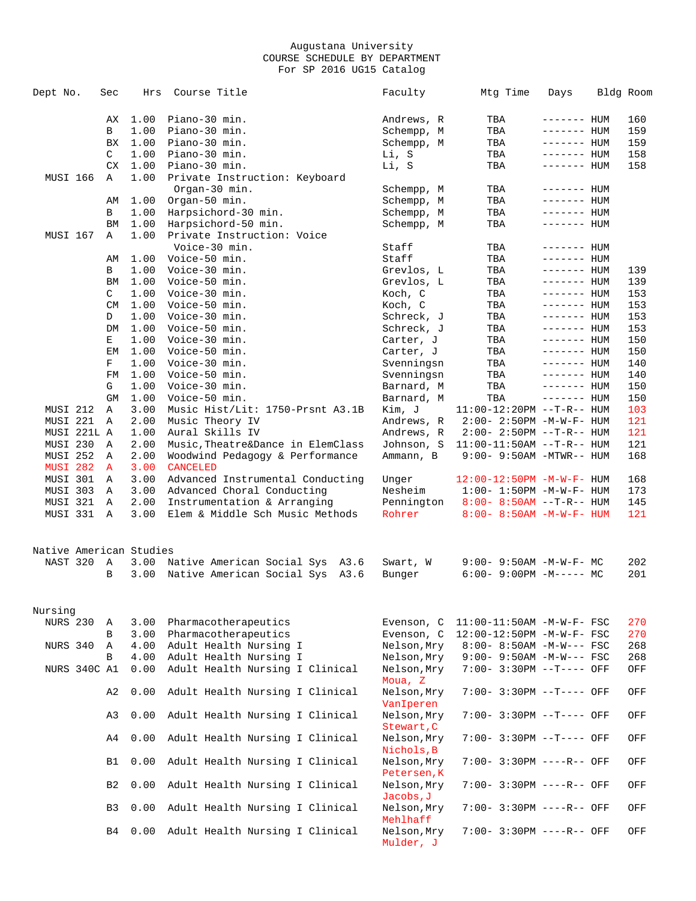Augustana University
COURSE SCHEDULE BY DEPARTMENT
For SP 2016 UG15 Catalog

| Dept No. | Sec | Hrs | Course Title | Faculty | Mtg Time | Days | Bldg | Room |
|---|---|---|---|---|---|---|---|---|
| | AX | 1.00 | Piano-30 min. | Andrews, R | TBA | ------- | HUM | 160 |
| | B | 1.00 | Piano-30 min. | Schempp, M | TBA | ------- | HUM | 159 |
| | BX | 1.00 | Piano-30 min. | Schempp, M | TBA | ------- | HUM | 159 |
| | C | 1.00 | Piano-30 min. | Li, S | TBA | ------- | HUM | 158 |
| | CX | 1.00 | Piano-30 min. | Li, S | TBA | ------- | HUM | 158 |
| MUSI 166 | A | 1.00 | Private Instruction: Keyboard Organ-30 min. | Schempp, M | TBA | ------- | HUM | |
| | AM | 1.00 | Organ-50 min. | Schempp, M | TBA | ------- | HUM | |
| | B | 1.00 | Harpsichord-30 min. | Schempp, M | TBA | ------- | HUM | |
| | BM | 1.00 | Harpsichord-50 min. | Schempp, M | TBA | ------- | HUM | |
| MUSI 167 | A | 1.00 | Private Instruction: Voice Voice-30 min. | Staff | TBA | ------- | HUM | |
| | AM | 1.00 | Voice-50 min. | Staff | TBA | ------- | HUM | |
| | B | 1.00 | Voice-30 min. | Grevlos, L | TBA | ------- | HUM | 139 |
| | BM | 1.00 | Voice-50 min. | Grevlos, L | TBA | ------- | HUM | 139 |
| | C | 1.00 | Voice-30 min. | Koch, C | TBA | ------- | HUM | 153 |
| | CM | 1.00 | Voice-50 min. | Koch, C | TBA | ------- | HUM | 153 |
| | D | 1.00 | Voice-30 min. | Schreck, J | TBA | ------- | HUM | 153 |
| | DM | 1.00 | Voice-50 min. | Schreck, J | TBA | ------- | HUM | 153 |
| | E | 1.00 | Voice-30 min. | Carter, J | TBA | ------- | HUM | 150 |
| | EM | 1.00 | Voice-50 min. | Carter, J | TBA | ------- | HUM | 150 |
| | F | 1.00 | Voice-30 min. | Svenningsn | TBA | ------- | HUM | 140 |
| | FM | 1.00 | Voice-50 min. | Svenningsn | TBA | ------- | HUM | 140 |
| | G | 1.00 | Voice-30 min. | Barnard, M | TBA | ------- | HUM | 150 |
| | GM | 1.00 | Voice-50 min. | Barnard, M | TBA | ------- | HUM | 150 |
| MUSI 212 | A | 3.00 | Music Hist/Lit: 1750-Prsnt A3.1B | Kim, J | 11:00-12:20PM | --T-R-- | HUM | 103 |
| MUSI 221 | A | 2.00 | Music Theory IV | Andrews, R | 2:00- 2:50PM | -M-W-F- | HUM | 121 |
| MUSI 221L | A | 1.00 | Aural Skills IV | Andrews, R | 2:00- 2:50PM | --T-R-- | HUM | 121 |
| MUSI 230 | A | 2.00 | Music,Theatre&Dance in ElemClass | Johnson, S | 11:00-11:50AM | --T-R-- | HUM | 121 |
| MUSI 252 | A | 2.00 | Woodwind Pedagogy & Performance | Ammann, B | 9:00- 9:50AM | -MTWR-- | HUM | 168 |
| MUSI 282 | A | 3.00 | CANCELED | | | | | |
| MUSI 301 | A | 3.00 | Advanced Instrumental Conducting | Unger | 12:00-12:50PM | -M-W-F- | HUM | 168 |
| MUSI 303 | A | 3.00 | Advanced Choral Conducting | Nesheim | 1:00- 1:50PM | -M-W-F- | HUM | 173 |
| MUSI 321 | A | 2.00 | Instrumentation & Arranging | Pennington | 8:00- 8:50AM | --T-R-- | HUM | 145 |
| MUSI 331 | A | 3.00 | Elem & Middle Sch Music Methods | Rohrer | 8:00- 8:50AM | -M-W-F- | HUM | 121 |

## Native American Studies

| Dept No. | Sec | Hrs | Course Title | Faculty | Mtg Time | Days | Bldg | Room |
|---|---|---|---|---|---|---|---|---|
| NAST 320 | A | 3.00 | Native American Social Sys A3.6 | Swart, W | 9:00- 9:50AM | -M-W-F- | MC | 202 |
| | B | 3.00 | Native American Social Sys A3.6 | Bunger | 6:00- 9:00PM | -M----- | MC | 201 |

## Nursing

| Dept No. | Sec | Hrs | Course Title | Faculty | Mtg Time | Days | Bldg | Room |
|---|---|---|---|---|---|---|---|---|
| NURS 230 | A | 3.00 | Pharmacotherapeutics | Evenson, C | 11:00-11:50AM | -M-W-F- | FSC | 270 |
| | B | 3.00 | Pharmacotherapeutics | Evenson, C | 12:00-12:50PM | -M-W-F- | FSC | 270 |
| NURS 340 | A | 4.00 | Adult Health Nursing I | Nelson,Mry | 8:00- 8:50AM | -M-W--- | FSC | 268 |
| | B | 4.00 | Adult Health Nursing I | Nelson,Mry | 9:00- 9:50AM | -M-W--- | FSC | 268 |
| NURS 340C | A1 | 0.00 | Adult Health Nursing I Clinical | Nelson,Mry Moua, Z | 7:00- 3:30PM | --T---- | OFF | OFF |
| | A2 | 0.00 | Adult Health Nursing I Clinical | Nelson,Mry VanIperen | 7:00- 3:30PM | --T---- | OFF | OFF |
| | A3 | 0.00 | Adult Health Nursing I Clinical | Nelson,Mry Stewart,C | 7:00- 3:30PM | --T---- | OFF | OFF |
| | A4 | 0.00 | Adult Health Nursing I Clinical | Nelson,Mry Nichols,B | 7:00- 3:30PM | --T---- | OFF | OFF |
| | B1 | 0.00 | Adult Health Nursing I Clinical | Nelson,Mry Petersen,K | 7:00- 3:30PM | ----R-- | OFF | OFF |
| | B2 | 0.00 | Adult Health Nursing I Clinical | Nelson,Mry Jacobs,J | 7:00- 3:30PM | ----R-- | OFF | OFF |
| | B3 | 0.00 | Adult Health Nursing I Clinical | Nelson,Mry Mehlhaff | 7:00- 3:30PM | ----R-- | OFF | OFF |
| | B4 | 0.00 | Adult Health Nursing I Clinical | Nelson,Mry Mulder, J | 7:00- 3:30PM | ----R-- | OFF | OFF |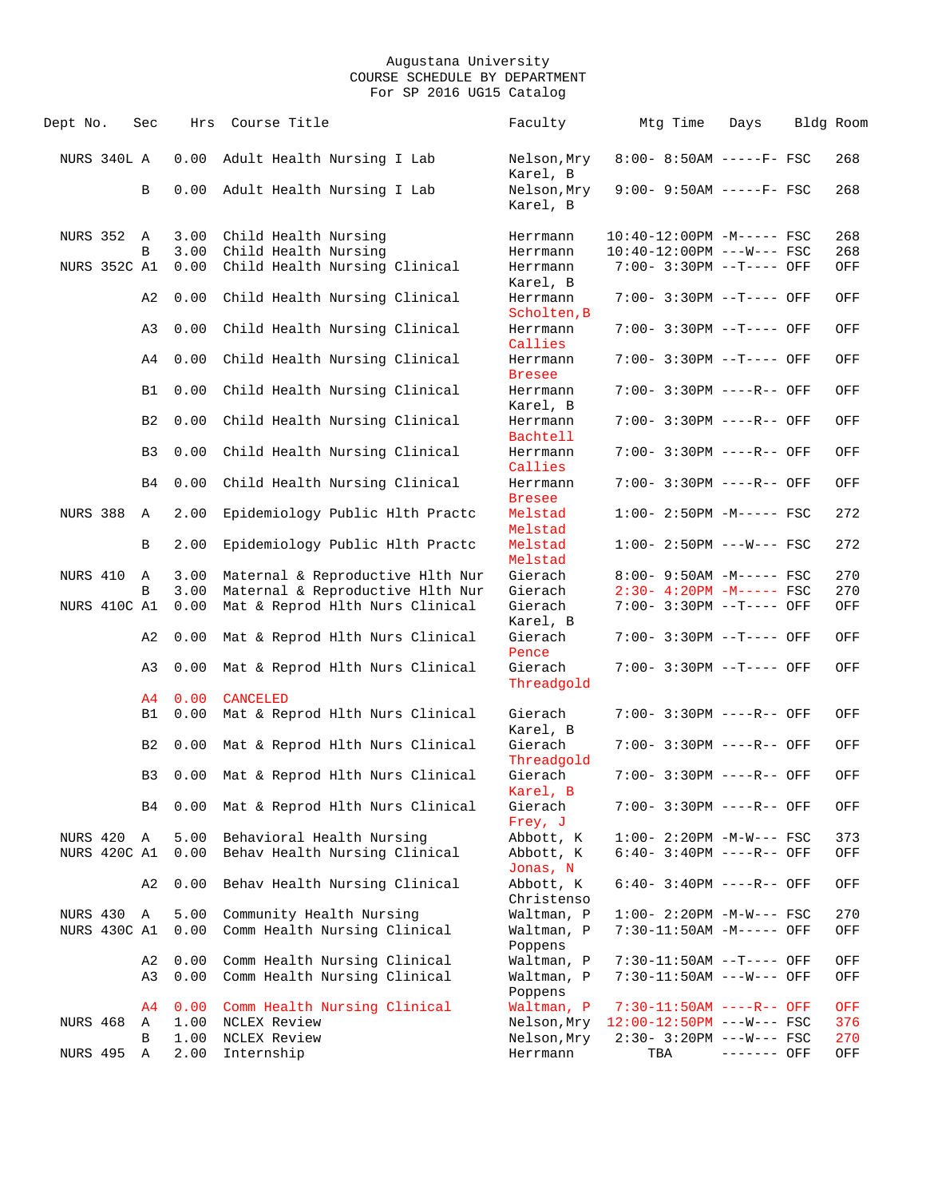Augustana University
COURSE SCHEDULE BY DEPARTMENT
For SP 2016 UG15 Catalog

| Dept No. | Sec | Hrs | Course Title | Faculty | Mtg Time | Days | Bldg | Room |
|---|---|---|---|---|---|---|---|---|
| NURS 340L | A | 0.00 | Adult Health Nursing I Lab | Nelson,Mry<br>Karel, B | 8:00- 8:50AM | -----F- | FSC | 268 |
| | B | 0.00 | Adult Health Nursing I Lab | Nelson,Mry<br>Karel, B | 9:00- 9:50AM | -----F- | FSC | 268 |
| NURS 352 | A | 3.00 | Child Health Nursing | Herrmann | 10:40-12:00PM | -M----- | FSC | 268 |
| | B | 3.00 | Child Health Nursing | Herrmann | 10:40-12:00PM | ---W--- | FSC | 268 |
| NURS 352C | A1 | 0.00 | Child Health Nursing Clinical | Herrmann<br>Karel, B | 7:00- 3:30PM | --T---- | OFF | OFF |
| | A2 | 0.00 | Child Health Nursing Clinical | Herrmann<br>Scholten,B | 7:00- 3:30PM | --T---- | OFF | OFF |
| | A3 | 0.00 | Child Health Nursing Clinical | Herrmann<br>Callies | 7:00- 3:30PM | --T---- | OFF | OFF |
| | A4 | 0.00 | Child Health Nursing Clinical | Herrmann<br>Bresee | 7:00- 3:30PM | --T---- | OFF | OFF |
| | B1 | 0.00 | Child Health Nursing Clinical | Herrmann<br>Karel, B | 7:00- 3:30PM | ----R-- | OFF | OFF |
| | B2 | 0.00 | Child Health Nursing Clinical | Herrmann<br>Bachtell | 7:00- 3:30PM | ----R-- | OFF | OFF |
| | B3 | 0.00 | Child Health Nursing Clinical | Herrmann<br>Callies | 7:00- 3:30PM | ----R-- | OFF | OFF |
| | B4 | 0.00 | Child Health Nursing Clinical | Herrmann<br>Bresee | 7:00- 3:30PM | ----R-- | OFF | OFF |
| NURS 388 | A | 2.00 | Epidemiology Public Hlth Practc | Melstad<br>Melstad | 1:00- 2:50PM | -M----- | FSC | 272 |
| | B | 2.00 | Epidemiology Public Hlth Practc | Melstad<br>Melstad | 1:00- 2:50PM | ---W--- | FSC | 272 |
| NURS 410 | A | 3.00 | Maternal & Reproductive Hlth Nur | Gierach | 8:00- 9:50AM | -M----- | FSC | 270 |
| | B | 3.00 | Maternal & Reproductive Hlth Nur | Gierach | 2:30- 4:20PM | -M----- | FSC | 270 |
| NURS 410C | A1 | 0.00 | Mat & Reprod Hlth Nurs Clinical | Gierach<br>Karel, B | 7:00- 3:30PM | --T---- | OFF | OFF |
| | A2 | 0.00 | Mat & Reprod Hlth Nurs Clinical | Gierach<br>Pence | 7:00- 3:30PM | --T---- | OFF | OFF |
| | A3 | 0.00 | Mat & Reprod Hlth Nurs Clinical | Gierach<br>Threadgold | 7:00- 3:30PM | --T---- | OFF | OFF |
| | A4 | 0.00 | CANCELED | | | | | |
| | B1 | 0.00 | Mat & Reprod Hlth Nurs Clinical | Gierach<br>Karel, B | 7:00- 3:30PM | ----R-- | OFF | OFF |
| | B2 | 0.00 | Mat & Reprod Hlth Nurs Clinical | Gierach<br>Threadgold | 7:00- 3:30PM | ----R-- | OFF | OFF |
| | B3 | 0.00 | Mat & Reprod Hlth Nurs Clinical | Gierach<br>Karel, B | 7:00- 3:30PM | ----R-- | OFF | OFF |
| | B4 | 0.00 | Mat & Reprod Hlth Nurs Clinical | Gierach<br>Frey, J | 7:00- 3:30PM | ----R-- | OFF | OFF |
| NURS 420 | A | 5.00 | Behavioral Health Nursing | Abbott, K | 1:00- 2:20PM | -M-W--- | FSC | 373 |
| NURS 420C | A1 | 0.00 | Behav Health Nursing Clinical | Abbott, K<br>Jonas, N | 6:40- 3:40PM | ----R-- | OFF | OFF |
| | A2 | 0.00 | Behav Health Nursing Clinical | Abbott, K<br>Christenso | 6:40- 3:40PM | ----R-- | OFF | OFF |
| NURS 430 | A | 5.00 | Community Health Nursing | Waltman, P | 1:00- 2:20PM | -M-W--- | FSC | 270 |
| NURS 430C | A1 | 0.00 | Comm Health Nursing Clinical | Waltman, P<br>Poppens | 7:30-11:50AM | -M----- | OFF | OFF |
| | A2 | 0.00 | Comm Health Nursing Clinical | Waltman, P | 7:30-11:50AM | --T---- | OFF | OFF |
| | A3 | 0.00 | Comm Health Nursing Clinical | Waltman, P<br>Poppens | 7:30-11:50AM | ---W--- | OFF | OFF |
| | A4 | 0.00 | Comm Health Nursing Clinical | Waltman, P | 7:30-11:50AM | ----R-- | OFF | OFF |
| NURS 468 | A | 1.00 | NCLEX Review | Nelson,Mry | 12:00-12:50PM | ---W--- | FSC | 376 |
| | B | 1.00 | NCLEX Review | Nelson,Mry | 2:30- 3:20PM | ---W--- | FSC | 270 |
| NURS 495 | A | 2.00 | Internship | Herrmann | TBA | ------- | OFF | OFF |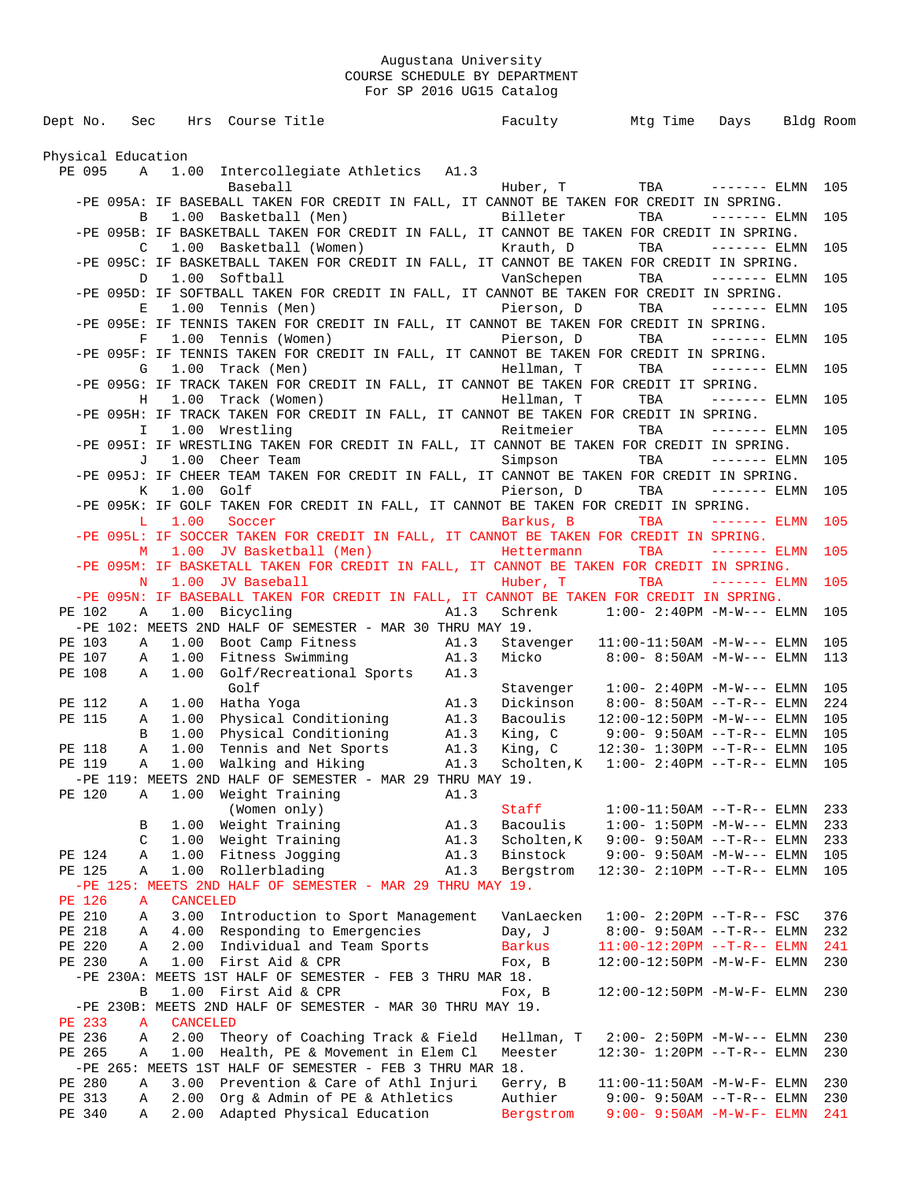Augustana University
COURSE SCHEDULE BY DEPARTMENT
For SP 2016 UG15 Catalog

| Dept No. | Sec | Hrs | Course Title | | Faculty | Mtg Time | Days | Bldg | Room |
|---|---|---|---|---|---|---|---|---|---|

## Physical Education

| Dept No. | Sec | Hrs | Course Title | | Faculty | Mtg Time | Days | Bldg | Room |
|---|---|---|---|---|---|---|---|---|---|
| PE 095 | A | 1.00 | Intercollegiate Athletics Baseball | A1.3 | Huber, T | TBA | ------- | ELMN | 105 |
| -PE 095A: IF BASEBALL TAKEN FOR CREDIT IN FALL, IT CANNOT BE TAKEN FOR CREDIT IN SPRING. | | | | | | | | | |
| | B | 1.00 | Basketball (Men) | | Billeter | TBA | ------- | ELMN | 105 |
| -PE 095B: IF BASKETBALL TAKEN FOR CREDIT IN FALL, IT CANNOT BE TAKEN FOR CREDIT IN SPRING. | | | | | | | | | |
| | C | 1.00 | Basketball (Women) | | Krauth, D | TBA | ------- | ELMN | 105 |
| -PE 095C: IF BASKETBALL TAKEN FOR CREDIT IN FALL, IT CANNOT BE TAKEN FOR CREDIT IN SPRING. | | | | | | | | | |
| | D | 1.00 | Softball | | VanSchepen | TBA | ------- | ELMN | 105 |
| -PE 095D: IF SOFTBALL TAKEN FOR CREDIT IN FALL, IT CANNOT BE TAKEN FOR CREDIT IN SPRING. | | | | | | | | | |
| | E | 1.00 | Tennis (Men) | | Pierson, D | TBA | ------- | ELMN | 105 |
| -PE 095E: IF TENNIS TAKEN FOR CREDIT IN FALL, IT CANNOT BE TAKEN FOR CREDIT IN SPRING. | | | | | | | | | |
| | F | 1.00 | Tennis (Women) | | Pierson, D | TBA | ------- | ELMN | 105 |
| -PE 095F: IF TENNIS TAKEN FOR CREDIT IN FALL, IT CANNOT BE TAKEN FOR CREDIT IN SPRING. | | | | | | | | | |
| | G | 1.00 | Track (Men) | | Hellman, T | TBA | ------- | ELMN | 105 |
| -PE 095G: IF TRACK TAKEN FOR CREDIT IN FALL, IT CANNOT BE TAKEN FOR CREDIT IT SPRING. | | | | | | | | | |
| | H | 1.00 | Track (Women) | | Hellman, T | TBA | ------- | ELMN | 105 |
| -PE 095H: IF TRACK TAKEN FOR CREDIT IN FALL, IT CANNOT BE TAKEN FOR CREDIT IN SPRING. | | | | | | | | | |
| | I | 1.00 | Wrestling | | Reitmeier | TBA | ------- | ELMN | 105 |
| -PE 095I: IF WRESTLING TAKEN FOR CREDIT IN FALL, IT CANNOT BE TAKEN FOR CREDIT IN SPRING. | | | | | | | | | |
| | J | 1.00 | Cheer Team | | Simpson | TBA | ------- | ELMN | 105 |
| -PE 095J: IF CHEER TEAM TAKEN FOR CREDIT IN FALL, IT CANNOT BE TAKEN FOR CREDIT IN SPRING. | | | | | | | | | |
| | K | 1.00 | Golf | | Pierson, D | TBA | ------- | ELMN | 105 |
| -PE 095K: IF GOLF TAKEN FOR CREDIT IN FALL, IT CANNOT BE TAKEN FOR CREDIT IN SPRING. | | | | | | | | | |
| | L | 1.00 | Soccer | | Barkus, B | TBA | ------- | ELMN | 105 |
| -PE 095L: IF SOCCER TAKEN FOR CREDIT IN FALL, IT CANNOT BE TAKEN FOR CREDIT IN SPRING. | | | | | | | | | |
| | M | 1.00 | JV Basketball (Men) | | Hettermann | TBA | ------- | ELMN | 105 |
| -PE 095M: IF BASKETALL TAKEN FOR CREDIT IN FALL, IT CANNOT BE TAKEN FOR CREDIT IN SPRING. | | | | | | | | | |
| | N | 1.00 | JV Baseball | | Huber, T | TBA | ------- | ELMN | 105 |
| -PE 095N: IF BASEBALL TAKEN FOR CREDIT IN FALL, IT CANNOT BE TAKEN FOR CREDIT IN SPRING. | | | | | | | | | |
| PE 102 | A | 1.00 | Bicycling | A1.3 | Schrenk | 1:00- 2:40PM | -M-W--- | ELMN | 105 |
| -PE 102: MEETS 2ND HALF OF SEMESTER - MAR 30 THRU MAY 19. | | | | | | | | | |
| PE 103 | A | 1.00 | Boot Camp Fitness | A1.3 | Stavenger | 11:00-11:50AM | -M-W--- | ELMN | 105 |
| PE 107 | A | 1.00 | Fitness Swimming | A1.3 | Micko | 8:00- 8:50AM | -M-W--- | ELMN | 113 |
| PE 108 | A | 1.00 | Golf/Recreational Sports Golf | A1.3 | Stavenger | 1:00- 2:40PM | -M-W--- | ELMN | 105 |
| PE 112 | A | 1.00 | Hatha Yoga | A1.3 | Dickinson | 8:00- 8:50AM | --T-R-- | ELMN | 224 |
| PE 115 | A | 1.00 | Physical Conditioning | A1.3 | Bacoulis | 12:00-12:50PM | -M-W--- | ELMN | 105 |
| | B | 1.00 | Physical Conditioning | A1.3 | King, C | 9:00- 9:50AM | --T-R-- | ELMN | 105 |
| PE 118 | A | 1.00 | Tennis and Net Sports | A1.3 | King, C | 12:30- 1:30PM | --T-R-- | ELMN | 105 |
| PE 119 | A | 1.00 | Walking and Hiking | A1.3 | Scholten,K | 1:00- 2:40PM | --T-R-- | ELMN | 105 |
| -PE 119: MEETS 2ND HALF OF SEMESTER - MAR 29 THRU MAY 19. | | | | | | | | | |
| PE 120 | A | 1.00 | Weight Training (Women only) | A1.3 | Staff | 1:00-11:50AM | --T-R-- | ELMN | 233 |
| | B | 1.00 | Weight Training | A1.3 | Bacoulis | 1:00- 1:50PM | -M-W--- | ELMN | 233 |
| | C | 1.00 | Weight Training | A1.3 | Scholten,K | 9:00- 9:50AM | --T-R-- | ELMN | 233 |
| PE 124 | A | 1.00 | Fitness Jogging | A1.3 | Binstock | 9:00- 9:50AM | -M-W--- | ELMN | 105 |
| PE 125 | A | 1.00 | Rollerblading | A1.3 | Bergstrom | 12:30- 2:10PM | --T-R-- | ELMN | 105 |
| -PE 125: MEETS 2ND HALF OF SEMESTER - MAR 29 THRU MAY 19. | | | | | | | | | |
| PE 126 | A | CANCELED | | | | | | | |
| PE 210 | A | 3.00 | Introduction to Sport Management | | VanLaecken | 1:00- 2:20PM | --T-R-- | FSC | 376 |
| PE 218 | A | 4.00 | Responding to Emergencies | | Day, J | 8:00- 9:50AM | --T-R-- | ELMN | 232 |
| PE 220 | A | 2.00 | Individual and Team Sports | | Barkus | 11:00-12:20PM | --T-R-- | ELMN | 241 |
| PE 230 | A | 1.00 | First Aid & CPR | | Fox, B | 12:00-12:50PM | -M-W-F- | ELMN | 230 |
| -PE 230A: MEETS 1ST HALF OF SEMESTER - FEB 3 THRU MAR 18. | | | | | | | | | |
| | B | 1.00 | First Aid & CPR | | Fox, B | 12:00-12:50PM | -M-W-F- | ELMN | 230 |
| -PE 230B: MEETS 2ND HALF OF SEMESTER - MAR 30 THRU MAY 19. | | | | | | | | | |
| PE 233 | A | CANCELED | | | | | | | |
| PE 236 | A | 2.00 | Theory of Coaching Track & Field | | Hellman, T | 2:00- 2:50PM | -M-W--- | ELMN | 230 |
| PE 265 | A | 1.00 | Health, PE & Movement in Elem Cl | | Meester | 12:30- 1:20PM | --T-R-- | ELMN | 230 |
| -PE 265: MEETS 1ST HALF OF SEMESTER - FEB 3 THRU MAR 18. | | | | | | | | | |
| PE 280 | A | 3.00 | Prevention & Care of Athl Injuri | | Gerry, B | 11:00-11:50AM | -M-W-F- | ELMN | 230 |
| PE 313 | A | 2.00 | Org & Admin of PE & Athletics | | Authier | 9:00- 9:50AM | --T-R-- | ELMN | 230 |
| PE 340 | A | 2.00 | Adapted Physical Education | | Bergstrom | 9:00- 9:50AM | -M-W-F- | ELMN | 241 |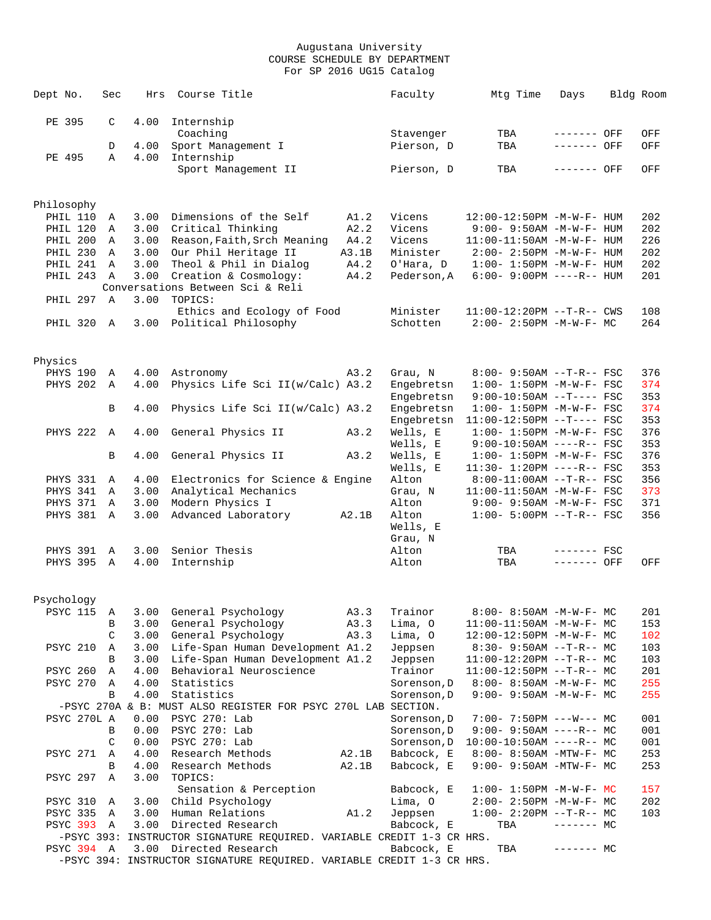Augustana University
COURSE SCHEDULE BY DEPARTMENT
For SP 2016 UG15 Catalog

| Dept No. | Sec | Hrs | Course Title | | Faculty | Mtg Time | Days | Bldg | Room |
|---|---|---|---|---|---|---|---|---|---|
| PE 395 | C | 4.00 | Internship | | | | | | |
| | | | Coaching | | Stavenger | TBA | ------- | OFF | OFF |
| | D | 4.00 | Sport Management I | | Pierson, D | TBA | ------- | OFF | OFF |
| PE 495 | A | 4.00 | Internship | | | | | | |
| | | | Sport Management II | | Pierson, D | TBA | ------- | OFF | OFF |

## Philosophy

| Dept No. | Sec | Hrs | Course Title | | Faculty | Mtg Time | Days | Bldg | Room |
|---|---|---|---|---|---|---|---|---|---|
| PHIL 110 | A | 3.00 | Dimensions of the Self | A1.2 | Vicens | 12:00-12:50PM | -M-W-F- | HUM | 202 |
| PHIL 120 | A | 3.00 | Critical Thinking | A2.2 | Vicens | 9:00- 9:50AM | -M-W-F- | HUM | 202 |
| PHIL 200 | A | 3.00 | Reason,Faith,Srch Meaning | A4.2 | Vicens | 11:00-11:50AM | -M-W-F- | HUM | 226 |
| PHIL 230 | A | 3.00 | Our Phil Heritage II | A3.1B | Minister | 2:00- 2:50PM | -M-W-F- | HUM | 202 |
| PHIL 241 | A | 3.00 | Theol & Phil in Dialog | A4.2 | O'Hara, D | 1:00- 1:50PM | -M-W-F- | HUM | 202 |
| PHIL 243 | A | 3.00 | Creation & Cosmology: | A4.2 | Pederson,A | 6:00- 9:00PM | ----R-- | HUM | 201 |
| | | | Conversations Between Sci & Reli | | | | | | |
| PHIL 297 | A | 3.00 | TOPICS: | | | | | | |
| | | | Ethics and Ecology of Food | | Minister | 11:00-12:20PM | --T-R-- | CWS | 108 |
| PHIL 320 | A | 3.00 | Political Philosophy | | Schotten | 2:00- 2:50PM | -M-W-F- | MC | 264 |

## Physics

| Dept No. | Sec | Hrs | Course Title | | Faculty | Mtg Time | Days | Bldg | Room |
|---|---|---|---|---|---|---|---|---|---|
| PHYS 190 | A | 4.00 | Astronomy | A3.2 | Grau, N | 8:00- 9:50AM | --T-R-- | FSC | 376 |
| PHYS 202 | A | 4.00 | Physics Life Sci II(w/Calc) | A3.2 | Engebretsn | 1:00- 1:50PM | -M-W-F- | FSC | 374 |
| | | | | | Engebretsn | 9:00-10:50AM | --T---- | FSC | 353 |
| | B | 4.00 | Physics Life Sci II(w/Calc) | A3.2 | Engebretsn | 1:00- 1:50PM | -M-W-F- | FSC | 374 |
| | | | | | Engebretsn | 11:00-12:50PM | --T---- | FSC | 353 |
| PHYS 222 | A | 4.00 | General Physics II | A3.2 | Wells, E | 1:00- 1:50PM | -M-W-F- | FSC | 376 |
| | | | | | Wells, E | 9:00-10:50AM | ----R-- | FSC | 353 |
| | B | 4.00 | General Physics II | A3.2 | Wells, E | 1:00- 1:50PM | -M-W-F- | FSC | 376 |
| | | | | | Wells, E | 11:30- 1:20PM | ----R-- | FSC | 353 |
| PHYS 331 | A | 4.00 | Electronics for Science & Engine | | Alton | 8:00-11:00AM | --T-R-- | FSC | 356 |
| PHYS 341 | A | 3.00 | Analytical Mechanics | | Grau, N | 11:00-11:50AM | -M-W-F- | FSC | 373 |
| PHYS 371 | A | 3.00 | Modern Physics I | | Alton | 9:00- 9:50AM | -M-W-F- | FSC | 371 |
| PHYS 381 | A | 3.00 | Advanced Laboratory | A2.1B | Alton | 1:00- 5:00PM | --T-R-- | FSC | 356 |
| | | | | | Wells, E | | | | |
| | | | | | Grau, N | | | | |
| PHYS 391 | A | 3.00 | Senior Thesis | | Alton | TBA | ------- | FSC | |
| PHYS 395 | A | 4.00 | Internship | | Alton | TBA | ------- | OFF | OFF |

## Psychology

| Dept No. | Sec | Hrs | Course Title | | Faculty | Mtg Time | Days | Bldg | Room |
|---|---|---|---|---|---|---|---|---|---|
| PSYC 115 | A | 3.00 | General Psychology | A3.3 | Trainor | 8:00- 8:50AM | -M-W-F- | MC | 201 |
| | B | 3.00 | General Psychology | A3.3 | Lima, O | 11:00-11:50AM | -M-W-F- | MC | 153 |
| | C | 3.00 | General Psychology | A3.3 | Lima, O | 12:00-12:50PM | -M-W-F- | MC | 102 |
| PSYC 210 | A | 3.00 | Life-Span Human Development | A1.2 | Jeppsen | 8:30- 9:50AM | --T-R-- | MC | 103 |
| | B | 3.00 | Life-Span Human Development | A1.2 | Jeppsen | 11:00-12:20PM | --T-R-- | MC | 103 |
| PSYC 260 | A | 4.00 | Behavioral Neuroscience | | Trainor | 11:00-12:50PM | --T-R-- | MC | 201 |
| PSYC 270 | A | 4.00 | Statistics | | Sorenson,D | 8:00- 8:50AM | -M-W-F- | MC | 255 |
| | B | 4.00 | Statistics | | Sorenson,D | 9:00- 9:50AM | -M-W-F- | MC | 255 |
| | | | -PSYC 270A & B: MUST ALSO REGISTER FOR PSYC 270L LAB SECTION. | | | | | | |
| PSYC 270L | A | 0.00 | PSYC 270: Lab | | Sorenson,D | 7:00- 7:50PM | ---W--- | MC | 001 |
| | B | 0.00 | PSYC 270: Lab | | Sorenson,D | 9:00- 9:50AM | ----R-- | MC | 001 |
| | C | 0.00 | PSYC 270: Lab | | Sorenson,D | 10:00-10:50AM | ----R-- | MC | 001 |
| PSYC 271 | A | 4.00 | Research Methods | A2.1B | Babcock, E | 8:00- 8:50AM | -MTW-F- | MC | 253 |
| | B | 4.00 | Research Methods | A2.1B | Babcock, E | 9:00- 9:50AM | -MTW-F- | MC | 253 |
| PSYC 297 | A | 3.00 | TOPICS: | | | | | | |
| | | | Sensation & Perception | | Babcock, E | 1:00- 1:50PM | -M-W-F- | MC | 157 |
| PSYC 310 | A | 3.00 | Child Psychology | | Lima, O | 2:00- 2:50PM | -M-W-F- | MC | 202 |
| PSYC 335 | A | 3.00 | Human Relations | A1.2 | Jeppsen | 1:00- 2:20PM | --T-R-- | MC | 103 |
| PSYC 393 | A | 3.00 | Directed Research | | Babcock, E | TBA | ------- | MC | |
| | | | -PSYC 393: INSTRUCTOR SIGNATURE REQUIRED. VARIABLE CREDIT 1-3 CR HRS. | | | | | | |
| PSYC 394 | A | 3.00 | Directed Research | | Babcock, E | TBA | ------- | MC | |
| | | | -PSYC 394: INSTRUCTOR SIGNATURE REQUIRED. VARIABLE CREDIT 1-3 CR HRS. | | | | | | |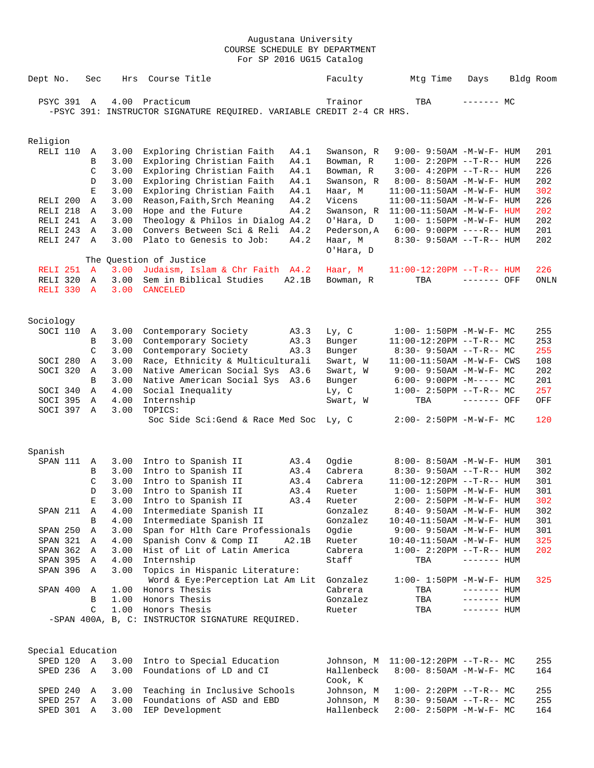Augustana University
COURSE SCHEDULE BY DEPARTMENT
For SP 2016 UG15 Catalog

| Dept No. | Sec | Hrs | Course Title | | Faculty | Mtg Time | Days | Bldg | Room |
|---|---|---|---|---|---|---|---|---|---|
| PSYC 391 | A | 4.00 | Practicum | | Trainor | TBA | ------- | MC | |

-PSYC 391: INSTRUCTOR SIGNATURE REQUIRED. VARIABLE CREDIT 2-4 CR HRS.

## Religion

| Dept No. | Sec | Hrs | Course Title | | Faculty | Mtg Time | Days | Bldg | Room |
|---|---|---|---|---|---|---|---|---|---|
| RELI 110 | A | 3.00 | Exploring Christian Faith | A4.1 | Swanson, R | 9:00- 9:50AM | -M-W-F- | HUM | 201 |
| | B | 3.00 | Exploring Christian Faith | A4.1 | Bowman, R | 1:00- 2:20PM | --T-R-- | HUM | 226 |
| | C | 3.00 | Exploring Christian Faith | A4.1 | Bowman, R | 3:00- 4:20PM | --T-R-- | HUM | 226 |
| | D | 3.00 | Exploring Christian Faith | A4.1 | Swanson, R | 8:00- 8:50AM | -M-W-F- | HUM | 202 |
| | E | 3.00 | Exploring Christian Faith | A4.1 | Haar, M | 11:00-11:50AM | -M-W-F- | HUM | 302 |
| RELI 200 | A | 3.00 | Reason,Faith,Srch Meaning | A4.2 | Vicens | 11:00-11:50AM | -M-W-F- | HUM | 226 |
| RELI 218 | A | 3.00 | Hope and the Future | A4.2 | Swanson, R | 11:00-11:50AM | -M-W-F- | HUM | 202 |
| RELI 241 | A | 3.00 | Theology & Philos in Dialog | A4.2 | O'Hara, D | 1:00- 1:50PM | -M-W-F- | HUM | 202 |
| RELI 243 | A | 3.00 | Convers Between Sci & Reli | A4.2 | Pederson,A | 6:00- 9:00PM | ----R-- | HUM | 201 |
| RELI 247 | A | 3.00 | Plato to Genesis to Job: The Question of Justice | A4.2 | Haar, M; O'Hara, D | 8:30- 9:50AM | --T-R-- | HUM | 202 |
| RELI 251 | A | 3.00 | Judaism, Islam & Chr Faith | A4.2 | Haar, M | 11:00-12:20PM | --T-R-- | HUM | 226 |
| RELI 320 | A | 3.00 | Sem in Biblical Studies | A2.1B | Bowman, R | TBA | ------- | OFF | ONLN |
| RELI 330 | A | 3.00 | CANCELED | | | | | | |

## Sociology

| Dept No. | Sec | Hrs | Course Title | | Faculty | Mtg Time | Days | Bldg | Room |
|---|---|---|---|---|---|---|---|---|---|
| SOCI 110 | A | 3.00 | Contemporary Society | A3.3 | Ly, C | 1:00- 1:50PM | -M-W-F- | MC | 255 |
| | B | 3.00 | Contemporary Society | A3.3 | Bunger | 11:00-12:20PM | --T-R-- | MC | 253 |
| | C | 3.00 | Contemporary Society | A3.3 | Bunger | 8:30- 9:50AM | --T-R-- | MC | 255 |
| SOCI 280 | A | 3.00 | Race, Ethnicity & Multiculturali | | Swart, W | 11:00-11:50AM | -M-W-F- | CWS | 108 |
| SOCI 320 | A | 3.00 | Native American Social Sys | A3.6 | Swart, W | 9:00- 9:50AM | -M-W-F- | MC | 202 |
| | B | 3.00 | Native American Social Sys | A3.6 | Bunger | 6:00- 9:00PM | -M----- | MC | 201 |
| SOCI 340 | A | 4.00 | Social Inequality | | Ly, C | 1:00- 2:50PM | --T-R-- | MC | 257 |
| SOCI 395 | A | 4.00 | Internship | | Swart, W | TBA | ------- | OFF | OFF |
| SOCI 397 | A | 3.00 | TOPICS: Soc Side Sci:Gend & Race Med Soc | | Ly, C | 2:00- 2:50PM | -M-W-F- | MC | 120 |

## Spanish

| Dept No. | Sec | Hrs | Course Title | | Faculty | Mtg Time | Days | Bldg | Room |
|---|---|---|---|---|---|---|---|---|---|
| SPAN 111 | A | 3.00 | Intro to Spanish II | A3.4 | Ogdie | 8:00- 8:50AM | -M-W-F- | HUM | 301 |
| | B | 3.00 | Intro to Spanish II | A3.4 | Cabrera | 8:30- 9:50AM | --T-R-- | HUM | 302 |
| | C | 3.00 | Intro to Spanish II | A3.4 | Cabrera | 11:00-12:20PM | --T-R-- | HUM | 301 |
| | D | 3.00 | Intro to Spanish II | A3.4 | Rueter | 1:00- 1:50PM | -M-W-F- | HUM | 301 |
| | E | 3.00 | Intro to Spanish II | A3.4 | Rueter | 2:00- 2:50PM | -M-W-F- | HUM | 302 |
| SPAN 211 | A | 4.00 | Intermediate Spanish II | | Gonzalez | 8:40- 9:50AM | -M-W-F- | HUM | 302 |
| | B | 4.00 | Intermediate Spanish II | | Gonzalez | 10:40-11:50AM | -M-W-F- | HUM | 301 |
| SPAN 250 | A | 3.00 | Span for Hlth Care Professionals | | Ogdie | 9:00- 9:50AM | -M-W-F- | HUM | 301 |
| SPAN 321 | A | 4.00 | Spanish Conv & Comp II | A2.1B | Rueter | 10:40-11:50AM | -M-W-F- | HUM | 325 |
| SPAN 362 | A | 3.00 | Hist of Lit of Latin America | | Cabrera | 1:00- 2:20PM | --T-R-- | HUM | 202 |
| SPAN 395 | A | 4.00 | Internship | | Staff | TBA | ------- | HUM | |
| SPAN 396 | A | 3.00 | Topics in Hispanic Literature: Word & Eye:Perception Lat Am Lit | | Gonzalez | 1:00- 1:50PM | -M-W-F- | HUM | 325 |
| SPAN 400 | A | 1.00 | Honors Thesis | | Cabrera | TBA | ------- | HUM | |
| | B | 1.00 | Honors Thesis | | Gonzalez | TBA | ------- | HUM | |
| | C | 1.00 | Honors Thesis | | Rueter | TBA | ------- | HUM | |

-SPAN 400A, B, C: INSTRUCTOR SIGNATURE REQUIRED.

## Special Education

| Dept No. | Sec | Hrs | Course Title | | Faculty | Mtg Time | Days | Bldg | Room |
|---|---|---|---|---|---|---|---|---|---|
| SPED 120 | A | 3.00 | Intro to Special Education | | Johnson, M | 11:00-12:20PM | --T-R-- | MC | 255 |
| SPED 236 | A | 3.00 | Foundations of LD and CI | | Hallenbeck; Cook, K | 8:00- 8:50AM | -M-W-F- | MC | 164 |
| SPED 240 | A | 3.00 | Teaching in Inclusive Schools | | Johnson, M | 1:00- 2:20PM | --T-R-- | MC | 255 |
| SPED 257 | A | 3.00 | Foundations of ASD and EBD | | Johnson, M | 8:30- 9:50AM | --T-R-- | MC | 255 |
| SPED 301 | A | 3.00 | IEP Development | | Hallenbeck | 2:00- 2:50PM | -M-W-F- | MC | 164 |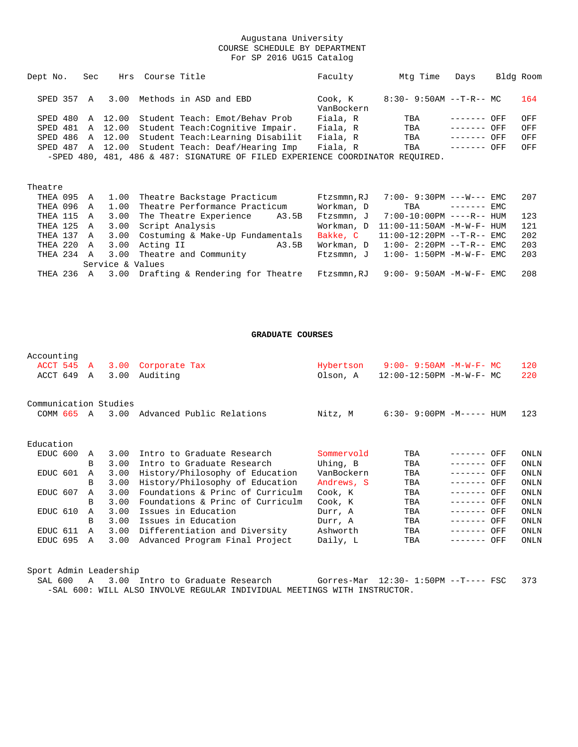Augustana University
COURSE SCHEDULE BY DEPARTMENT
For SP 2016 UG15 Catalog

| Dept | No. | Sec | Hrs | Course Title | | Faculty | Mtg Time | Days | Bldg | Room |
|---|---|---|---|---|---|---|---|---|---|---|
| SPED | 357 | A | 3.00 | Methods in ASD and EBD | | Cook, K VanBockern | 8:30- 9:50AM | --T-R-- | MC | 164 |
| SPED | 480 | A | 12.00 | Student Teach: Emot/Behav Prob | | Fiala, R | TBA | ------- | OFF | OFF |
| SPED | 481 | A | 12.00 | Student Teach:Cognitive Impair. | | Fiala, R | TBA | ------- | OFF | OFF |
| SPED | 486 | A | 12.00 | Student Teach:Learning Disabilit | | Fiala, R | TBA | ------- | OFF | OFF |
| SPED | 487 | A | 12.00 | Student Teach: Deaf/Hearing Imp | | Fiala, R | TBA | ------- | OFF | OFF |

-SPED 480, 481, 486 & 487: SIGNATURE OF FILED EXPERIENCE COORDINATOR REQUIRED.

Theatre

| Dept | No. | Sec | Hrs | Course Title | | Faculty | Mtg Time | Days | Bldg | Room |
|---|---|---|---|---|---|---|---|---|---|---|
| THEA | 095 | A | 1.00 | Theatre Backstage Practicum | | Ftzsmmn,RJ | 7:00- 9:30PM | ---W--- | EMC | 207 |
| THEA | 096 | A | 1.00 | Theatre Performance Practicum | | Workman, D | TBA | ------- | EMC | |
| THEA | 115 | A | 3.00 | The Theatre Experience | A3.5B | Ftzsmmn, J | 7:00-10:00PM | ----R-- | HUM | 123 |
| THEA | 125 | A | 3.00 | Script Analysis | | Workman, D | 11:00-11:50AM | -M-W-F- | HUM | 121 |
| THEA | 137 | A | 3.00 | Costuming & Make-Up Fundamentals | | Bakke, C | 11:00-12:20PM | --T-R-- | EMC | 202 |
| THEA | 220 | A | 3.00 | Acting II | A3.5B | Workman, D | 1:00- 2:20PM | --T-R-- | EMC | 203 |
| THEA | 234 | A | 3.00 | Theatre and Community Service & Values | | Ftzsmmn, J | 1:00- 1:50PM | -M-W-F- | EMC | 203 |
| THEA | 236 | A | 3.00 | Drafting & Rendering for Theatre | | Ftzsmmn,RJ | 9:00- 9:50AM | -M-W-F- | EMC | 208 |

**GRADUATE COURSES**

Accounting

| Dept | No. | Sec | Hrs | Course Title | Faculty | Mtg Time | Days | Bldg | Room |
|---|---|---|---|---|---|---|---|---|---|
| ACCT | 545 | A | 3.00 | Corporate Tax | Hybertson | 9:00- 9:50AM | -M-W-F- | MC | 120 |
| ACCT | 649 | A | 3.00 | Auditing | Olson, A | 12:00-12:50PM | -M-W-F- | MC | 220 |

Communication Studies

| Dept | No. | Sec | Hrs | Course Title | Faculty | Mtg Time | Days | Bldg | Room |
|---|---|---|---|---|---|---|---|---|---|
| COMM | 665 | A | 3.00 | Advanced Public Relations | Nitz, M | 6:30- 9:00PM | -M----- | HUM | 123 |

Education

| Dept | No. | Sec | Hrs | Course Title | Faculty | Mtg Time | Days | Bldg | Room |
|---|---|---|---|---|---|---|---|---|---|
| EDUC | 600 | A | 3.00 | Intro to Graduate Research | Sommervold | TBA | ------- | OFF | ONLN |
| | | B | 3.00 | Intro to Graduate Research | Uhing, B | TBA | ------- | OFF | ONLN |
| EDUC | 601 | A | 3.00 | History/Philosophy of Education | VanBockern | TBA | ------- | OFF | ONLN |
| | | B | 3.00 | History/Philosophy of Education | Andrews, S | TBA | ------- | OFF | ONLN |
| EDUC | 607 | A | 3.00 | Foundations & Princ of Curriculm | Cook, K | TBA | ------- | OFF | ONLN |
| | | B | 3.00 | Foundations & Princ of Curriculm | Cook, K | TBA | ------- | OFF | ONLN |
| EDUC | 610 | A | 3.00 | Issues in Education | Durr, A | TBA | ------- | OFF | ONLN |
| | | B | 3.00 | Issues in Education | Durr, A | TBA | ------- | OFF | ONLN |
| EDUC | 611 | A | 3.00 | Differentiation and Diversity | Ashworth | TBA | ------- | OFF | ONLN |
| EDUC | 695 | A | 3.00 | Advanced Program Final Project | Daily, L | TBA | ------- | OFF | ONLN |

Sport Admin Leadership

| Dept | No. | Sec | Hrs | Course Title | Faculty | Mtg Time | Days | Bldg | Room |
|---|---|---|---|---|---|---|---|---|---|
| SAL | 600 | A | 3.00 | Intro to Graduate Research | Gorres-Mar | 12:30- 1:50PM | --T---- | FSC | 373 |

-SAL 600: WILL ALSO INVOLVE REGULAR INDIVIDUAL MEETINGS WITH INSTRUCTOR.